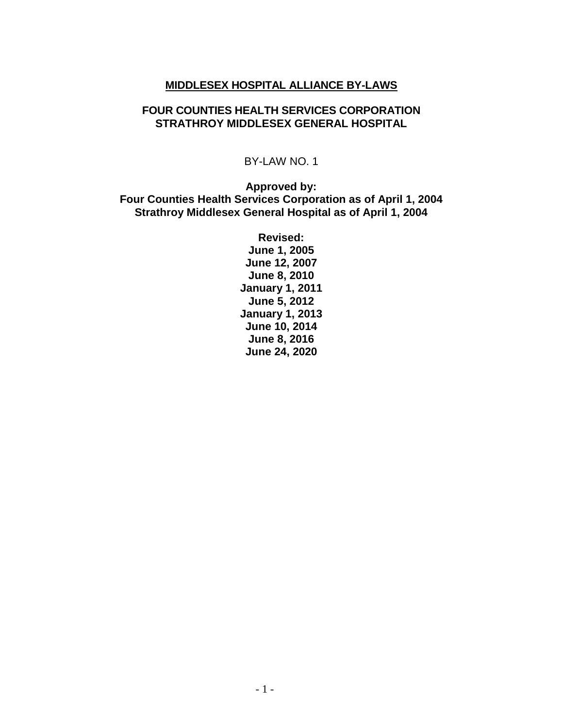# MIDDLESEX HOSPITAL ALLIANCE BY-LAWS

## FOUR COUNTIES HEALTH SERVICES CORPORATION
## STRATHROY MIDDLESEX GENERAL HOSPITAL

BY-LAW NO. 1

**Approved by:**
**Four Counties Health Services Corporation as of April 1, 2004**
**Strathroy Middlesex General Hospital as of April 1, 2004**

**Revised:**
**June 1, 2005**
**June 12, 2007**
**June 8, 2010**
**January 1, 2011**
**June 5, 2012**
**January 1, 2013**
**June 10, 2014**
**June 8, 2016**
**June 24, 2020**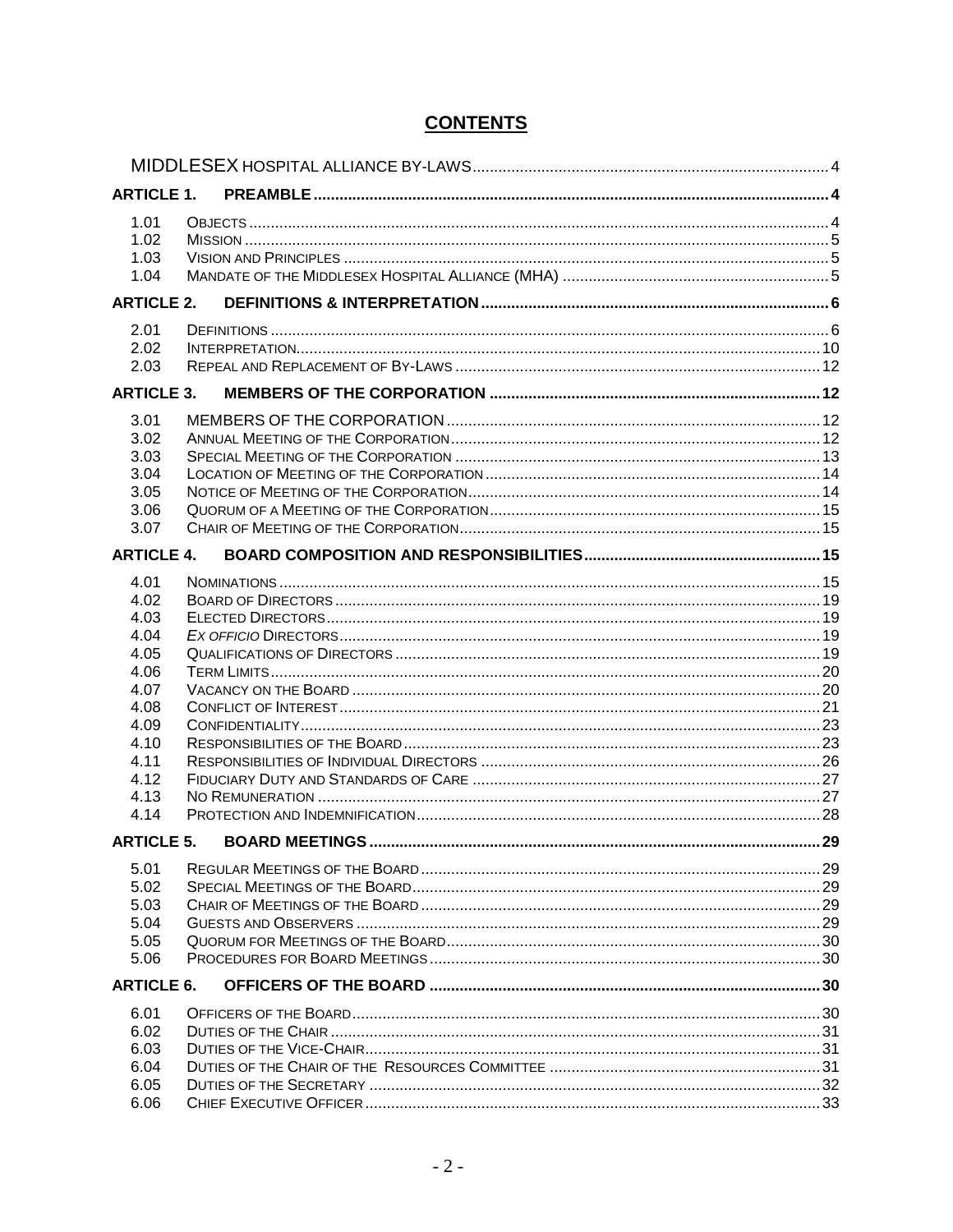# CONTENTS

MIDDLESEX HOSPITAL ALLIANCE BY-LAWS ..... 4

**ARTICLE 1. PREAMBLE ..... 4**

- 1.01 OBJECTS ..... 4
- 1.02 MISSION ..... 5
- 1.03 VISION AND PRINCIPLES ..... 5
- 1.04 MANDATE OF THE MIDDLESEX HOSPITAL ALLIANCE (MHA) ..... 5

**ARTICLE 2. DEFINITIONS & INTERPRETATION ..... 6**

- 2.01 DEFINITIONS ..... 6
- 2.02 INTERPRETATION ..... 10
- 2.03 REPEAL AND REPLACEMENT OF BY-LAWS ..... 12

**ARTICLE 3. MEMBERS OF THE CORPORATION ..... 12**

- 3.01 MEMBERS OF THE CORPORATION ..... 12
- 3.02 ANNUAL MEETING OF THE CORPORATION ..... 12
- 3.03 SPECIAL MEETING OF THE CORPORATION ..... 13
- 3.04 LOCATION OF MEETING OF THE CORPORATION ..... 14
- 3.05 NOTICE OF MEETING OF THE CORPORATION ..... 14
- 3.06 QUORUM OF A MEETING OF THE CORPORATION ..... 15
- 3.07 CHAIR OF MEETING OF THE CORPORATION ..... 15

**ARTICLE 4. BOARD COMPOSITION AND RESPONSIBILITIES ..... 15**

- 4.01 NOMINATIONS ..... 15
- 4.02 BOARD OF DIRECTORS ..... 19
- 4.03 ELECTED DIRECTORS ..... 19
- 4.04 *EX OFFICIO* DIRECTORS ..... 19
- 4.05 QUALIFICATIONS OF DIRECTORS ..... 19
- 4.06 TERM LIMITS ..... 20
- 4.07 VACANCY ON THE BOARD ..... 20
- 4.08 CONFLICT OF INTEREST ..... 21
- 4.09 CONFIDENTIALITY ..... 23
- 4.10 RESPONSIBILITIES OF THE BOARD ..... 23
- 4.11 RESPONSIBILITIES OF INDIVIDUAL DIRECTORS ..... 26
- 4.12 FIDUCIARY DUTY AND STANDARDS OF CARE ..... 27
- 4.13 NO REMUNERATION ..... 27
- 4.14 PROTECTION AND INDEMNIFICATION ..... 28

**ARTICLE 5. BOARD MEETINGS ..... 29**

- 5.01 REGULAR MEETINGS OF THE BOARD ..... 29
- 5.02 SPECIAL MEETINGS OF THE BOARD ..... 29
- 5.03 CHAIR OF MEETINGS OF THE BOARD ..... 29
- 5.04 GUESTS AND OBSERVERS ..... 29
- 5.05 QUORUM FOR MEETINGS OF THE BOARD ..... 30
- 5.06 PROCEDURES FOR BOARD MEETINGS ..... 30

**ARTICLE 6. OFFICERS OF THE BOARD ..... 30**

- 6.01 OFFICERS OF THE BOARD ..... 30
- 6.02 DUTIES OF THE CHAIR ..... 31
- 6.03 DUTIES OF THE VICE-CHAIR ..... 31
- 6.04 DUTIES OF THE CHAIR OF THE RESOURCES COMMITTEE ..... 31
- 6.05 DUTIES OF THE SECRETARY ..... 32
- 6.06 CHIEF EXECUTIVE OFFICER ..... 33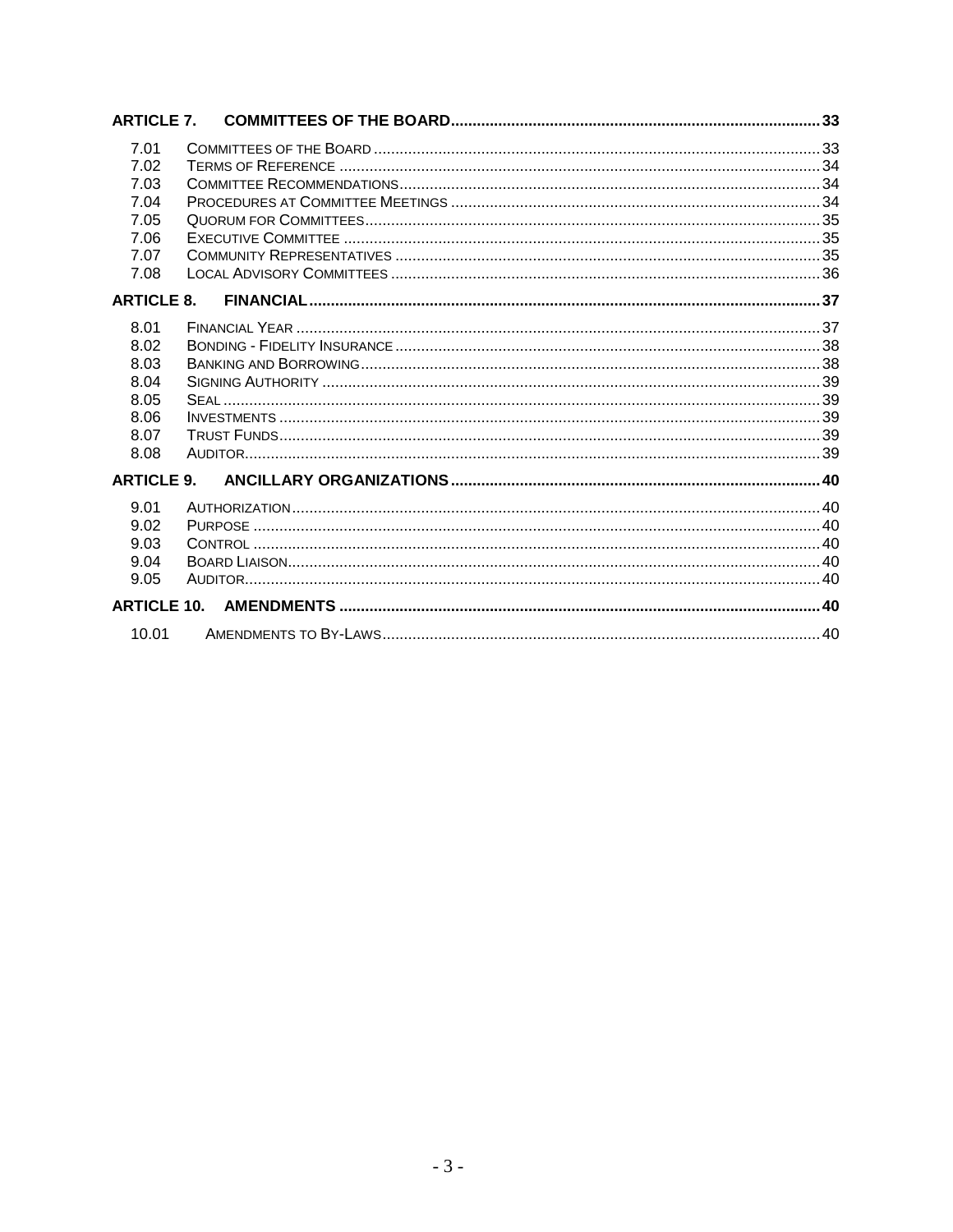| | | |
|---|---|---|
| **ARTICLE 7.** | **COMMITTEES OF THE BOARD** | **33** |
| 7.01 | Committees of the Board | 33 |
| 7.02 | Terms of Reference | 34 |
| 7.03 | Committee Recommendations | 34 |
| 7.04 | Procedures at Committee Meetings | 34 |
| 7.05 | Quorum for Committees | 35 |
| 7.06 | Executive Committee | 35 |
| 7.07 | Community Representatives | 35 |
| 7.08 | Local Advisory Committees | 36 |
| **ARTICLE 8.** | **FINANCIAL** | **37** |
| 8.01 | Financial Year | 37 |
| 8.02 | Bonding - Fidelity Insurance | 38 |
| 8.03 | Banking and Borrowing | 38 |
| 8.04 | Signing Authority | 39 |
| 8.05 | Seal | 39 |
| 8.06 | Investments | 39 |
| 8.07 | Trust Funds | 39 |
| 8.08 | Auditor | 39 |
| **ARTICLE 9.** | **ANCILLARY ORGANIZATIONS** | **40** |
| 9.01 | Authorization | 40 |
| 9.02 | Purpose | 40 |
| 9.03 | Control | 40 |
| 9.04 | Board Liaison | 40 |
| 9.05 | Auditor | 40 |
| **ARTICLE 10.** | **AMENDMENTS** | **40** |
| 10.01 | Amendments to By-Laws | 40 |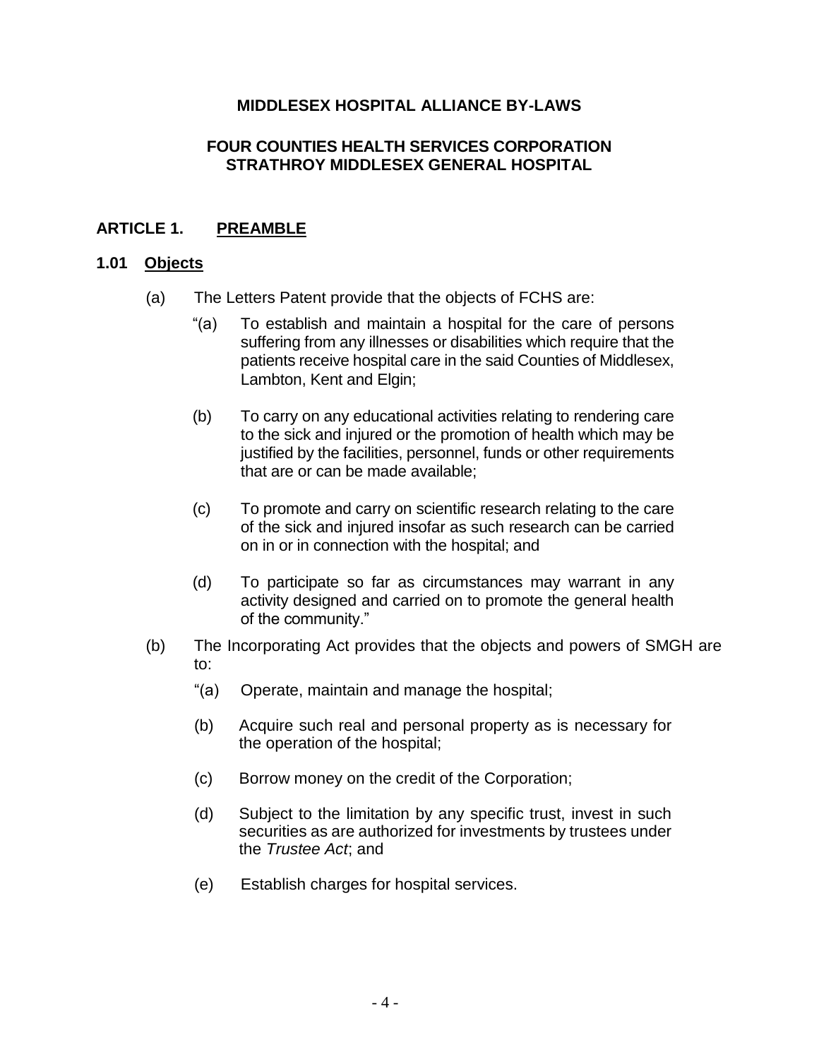**MIDDLESEX HOSPITAL ALLIANCE BY-LAWS**

**FOUR COUNTIES HEALTH SERVICES CORPORATION**
**STRATHROY MIDDLESEX GENERAL HOSPITAL**

## ARTICLE 1. <u>PREAMBLE</u>

### 1.01 <u>Objects</u>

(a) The Letters Patent provide that the objects of FCHS are:

"(a) To establish and maintain a hospital for the care of persons suffering from any illnesses or disabilities which require that the patients receive hospital care in the said Counties of Middlesex, Lambton, Kent and Elgin;

(b) To carry on any educational activities relating to rendering care to the sick and injured or the promotion of health which may be justified by the facilities, personnel, funds or other requirements that are or can be made available;

(c) To promote and carry on scientific research relating to the care of the sick and injured insofar as such research can be carried on in or in connection with the hospital; and

(d) To participate so far as circumstances may warrant in any activity designed and carried on to promote the general health of the community."

(b) The Incorporating Act provides that the objects and powers of SMGH are to:

"(a) Operate, maintain and manage the hospital;

(b) Acquire such real and personal property as is necessary for the operation of the hospital;

(c) Borrow money on the credit of the Corporation;

(d) Subject to the limitation by any specific trust, invest in such securities as are authorized for investments by trustees under the *Trustee Act*; and

(e) Establish charges for hospital services.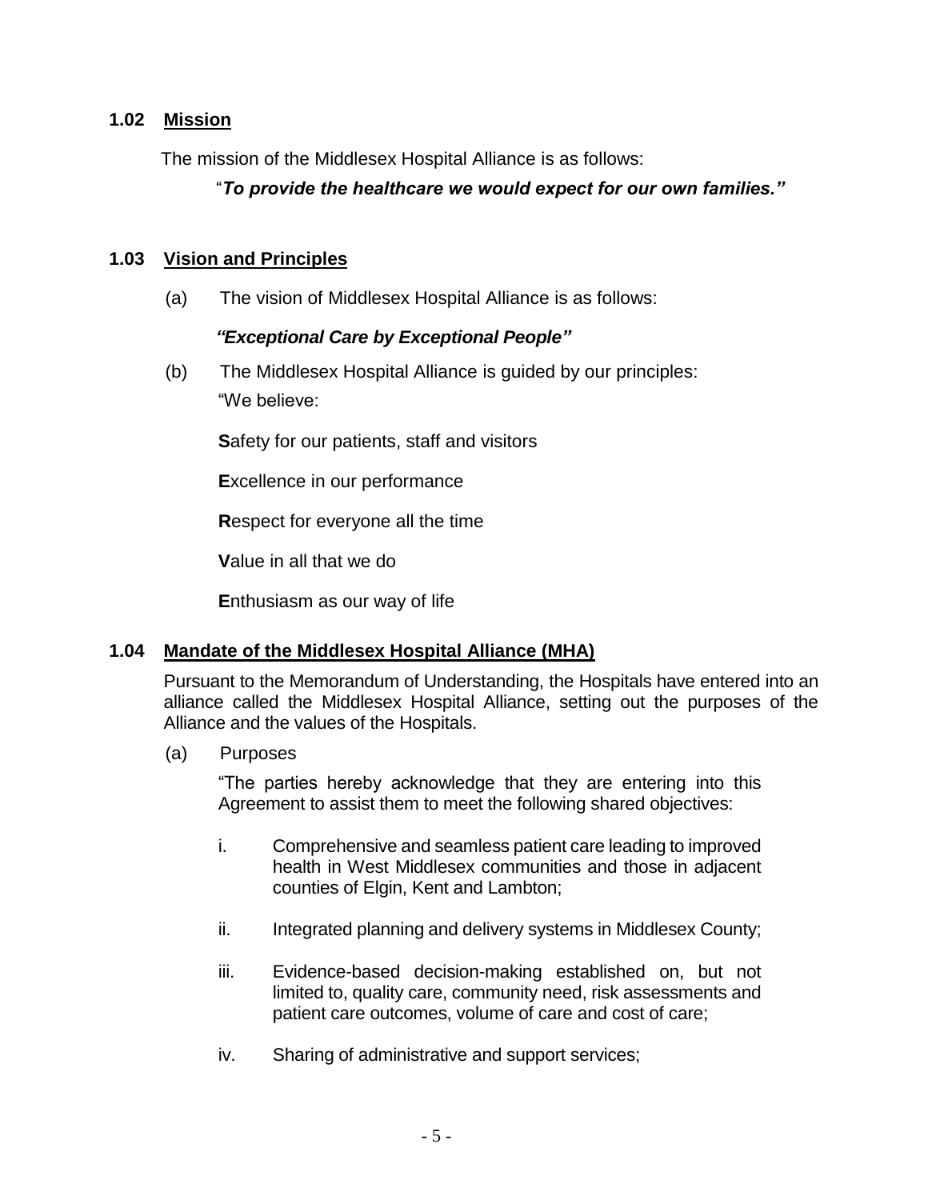### 1.02 Mission

The mission of the Middlesex Hospital Alliance is as follows:

"***To provide the healthcare we would expect for our own families."***

### 1.03 Vision and Principles

(a) The vision of Middlesex Hospital Alliance is as follows:

***"Exceptional Care by Exceptional People"***

(b) The Middlesex Hospital Alliance is guided by our principles:

"We believe:

**S**afety for our patients, staff and visitors

**E**xcellence in our performance

**R**espect for everyone all the time

**V**alue in all that we do

**E**nthusiasm as our way of life

### 1.04 Mandate of the Middlesex Hospital Alliance (MHA)

Pursuant to the Memorandum of Understanding, the Hospitals have entered into an alliance called the Middlesex Hospital Alliance, setting out the purposes of the Alliance and the values of the Hospitals.

(a) Purposes

"The parties hereby acknowledge that they are entering into this Agreement to assist them to meet the following shared objectives:

i. Comprehensive and seamless patient care leading to improved health in West Middlesex communities and those in adjacent counties of Elgin, Kent and Lambton;

ii. Integrated planning and delivery systems in Middlesex County;

iii. Evidence-based decision-making established on, but not limited to, quality care, community need, risk assessments and patient care outcomes, volume of care and cost of care;

iv. Sharing of administrative and support services;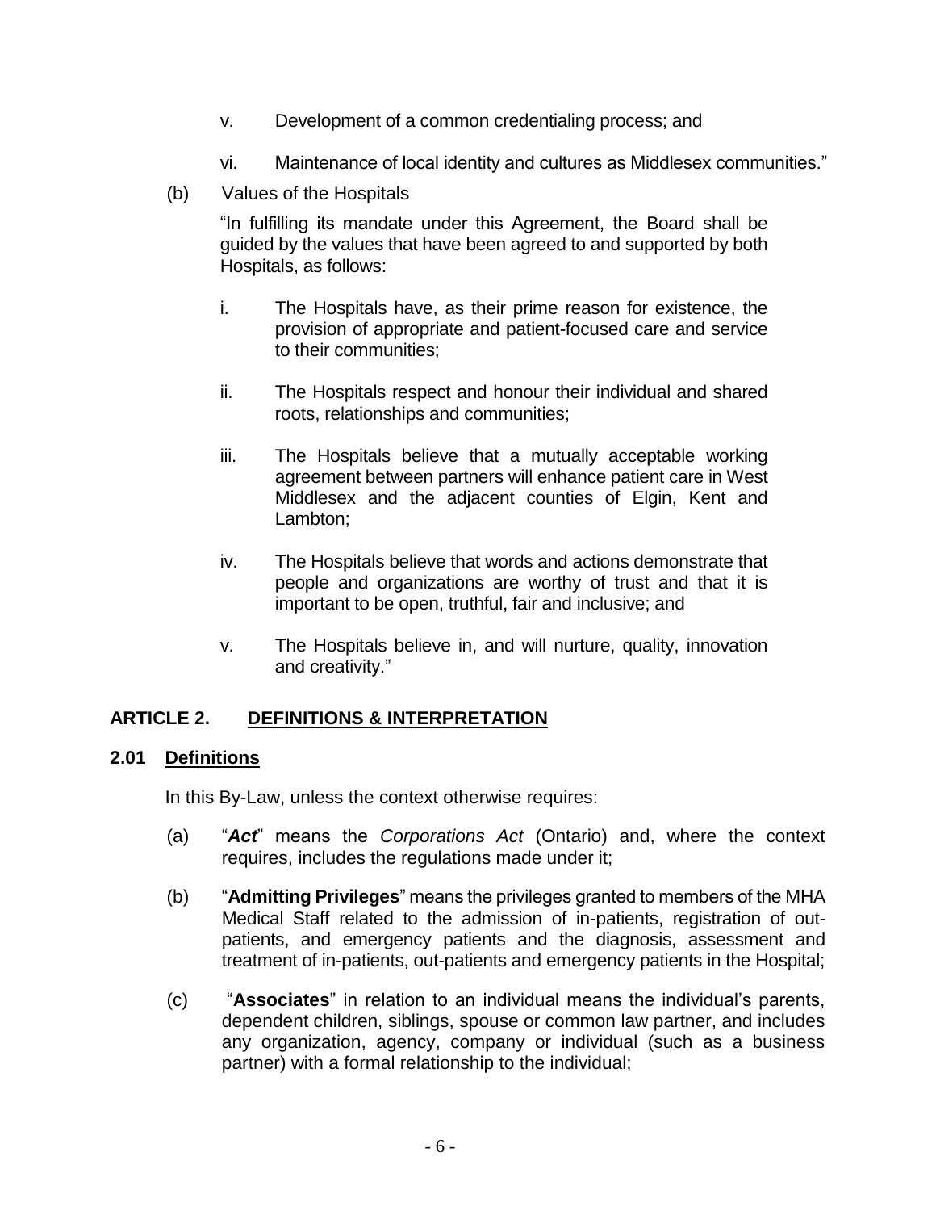v. Development of a common credentialing process; and

vi. Maintenance of local identity and cultures as Middlesex communities."

(b) Values of the Hospitals

"In fulfilling its mandate under this Agreement, the Board shall be guided by the values that have been agreed to and supported by both Hospitals, as follows:

i. The Hospitals have, as their prime reason for existence, the provision of appropriate and patient-focused care and service to their communities;

ii. The Hospitals respect and honour their individual and shared roots, relationships and communities;

iii. The Hospitals believe that a mutually acceptable working agreement between partners will enhance patient care in West Middlesex and the adjacent counties of Elgin, Kent and Lambton;

iv. The Hospitals believe that words and actions demonstrate that people and organizations are worthy of trust and that it is important to be open, truthful, fair and inclusive; and

v. The Hospitals believe in, and will nurture, quality, innovation and creativity."

## ARTICLE 2. DEFINITIONS & INTERPRETATION

### 2.01 Definitions

In this By-Law, unless the context otherwise requires:

(a) "***Act***" means the *Corporations Act* (Ontario) and, where the context requires, includes the regulations made under it;

(b) "**Admitting Privileges**" means the privileges granted to members of the MHA Medical Staff related to the admission of in-patients, registration of out-patients, and emergency patients and the diagnosis, assessment and treatment of in-patients, out-patients and emergency patients in the Hospital;

(c) "**Associates**" in relation to an individual means the individual's parents, dependent children, siblings, spouse or common law partner, and includes any organization, agency, company or individual (such as a business partner) with a formal relationship to the individual;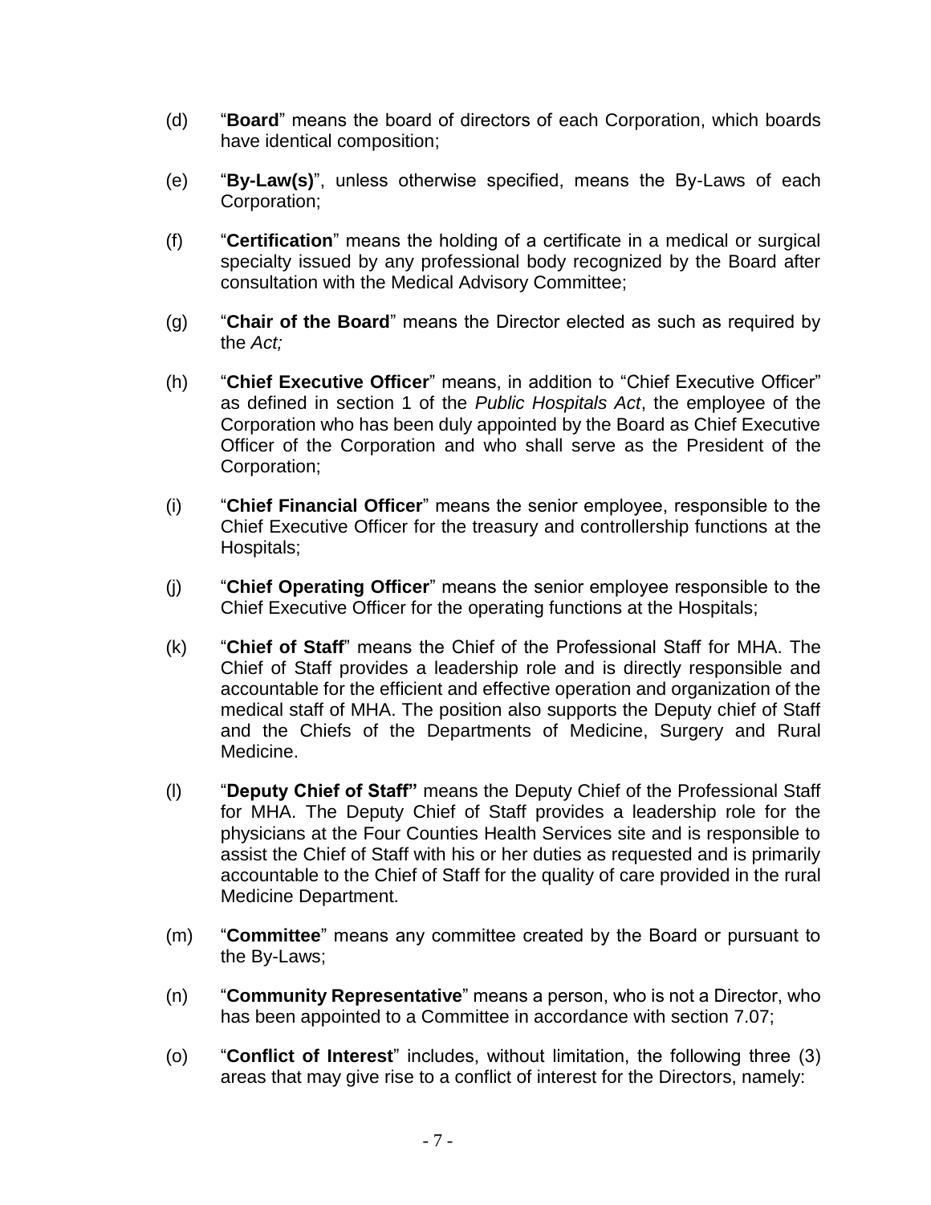(d) "**Board**" means the board of directors of each Corporation, which boards have identical composition;

(e) "**By-Law(s)**", unless otherwise specified, means the By-Laws of each Corporation;

(f) "**Certification**" means the holding of a certificate in a medical or surgical specialty issued by any professional body recognized by the Board after consultation with the Medical Advisory Committee;

(g) "**Chair of the Board**" means the Director elected as such as required by the *Act;*

(h) "**Chief Executive Officer**" means, in addition to "Chief Executive Officer" as defined in section 1 of the *Public Hospitals Act*, the employee of the Corporation who has been duly appointed by the Board as Chief Executive Officer of the Corporation and who shall serve as the President of the Corporation;

(i) "**Chief Financial Officer**" means the senior employee, responsible to the Chief Executive Officer for the treasury and controllership functions at the Hospitals;

(j) "**Chief Operating Officer**" means the senior employee responsible to the Chief Executive Officer for the operating functions at the Hospitals;

(k) "**Chief of Staff**" means the Chief of the Professional Staff for MHA. The Chief of Staff provides a leadership role and is directly responsible and accountable for the efficient and effective operation and organization of the medical staff of MHA. The position also supports the Deputy chief of Staff and the Chiefs of the Departments of Medicine, Surgery and Rural Medicine.

(l) "**Deputy Chief of Staff"** means the Deputy Chief of the Professional Staff for MHA. The Deputy Chief of Staff provides a leadership role for the physicians at the Four Counties Health Services site and is responsible to assist the Chief of Staff with his or her duties as requested and is primarily accountable to the Chief of Staff for the quality of care provided in the rural Medicine Department.

(m) "**Committee**" means any committee created by the Board or pursuant to the By-Laws;

(n) "**Community Representative**" means a person, who is not a Director, who has been appointed to a Committee in accordance with section 7.07;

(o) "**Conflict of Interest**" includes, without limitation, the following three (3) areas that may give rise to a conflict of interest for the Directors, namely: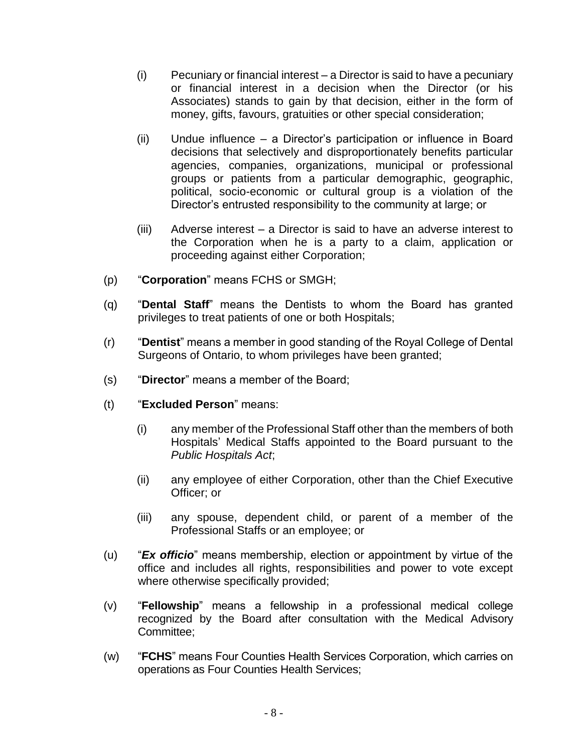(i) Pecuniary or financial interest – a Director is said to have a pecuniary or financial interest in a decision when the Director (or his Associates) stands to gain by that decision, either in the form of money, gifts, favours, gratuities or other special consideration;

(ii) Undue influence – a Director's participation or influence in Board decisions that selectively and disproportionately benefits particular agencies, companies, organizations, municipal or professional groups or patients from a particular demographic, geographic, political, socio-economic or cultural group is a violation of the Director's entrusted responsibility to the community at large; or

(iii) Adverse interest – a Director is said to have an adverse interest to the Corporation when he is a party to a claim, application or proceeding against either Corporation;

(p) "**Corporation**" means FCHS or SMGH;

(q) "**Dental Staff**" means the Dentists to whom the Board has granted privileges to treat patients of one or both Hospitals;

(r) "**Dentist**" means a member in good standing of the Royal College of Dental Surgeons of Ontario, to whom privileges have been granted;

(s) "**Director**" means a member of the Board;

(t) "**Excluded Person**" means:

(i) any member of the Professional Staff other than the members of both Hospitals' Medical Staffs appointed to the Board pursuant to the *Public Hospitals Act*;

(ii) any employee of either Corporation, other than the Chief Executive Officer; or

(iii) any spouse, dependent child, or parent of a member of the Professional Staffs or an employee; or

(u) "***Ex officio***" means membership, election or appointment by virtue of the office and includes all rights, responsibilities and power to vote except where otherwise specifically provided;

(v) "**Fellowship**" means a fellowship in a professional medical college recognized by the Board after consultation with the Medical Advisory Committee;

(w) "**FCHS**" means Four Counties Health Services Corporation, which carries on operations as Four Counties Health Services;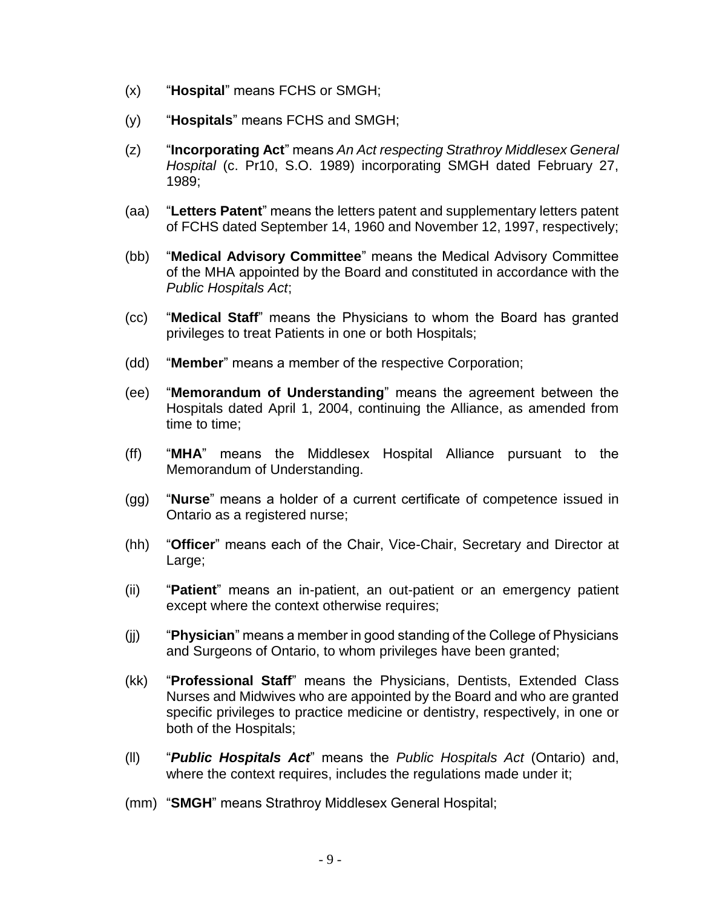(x) "**Hospital**" means FCHS or SMGH;

(y) "**Hospitals**" means FCHS and SMGH;

(z) "**Incorporating Act**" means *An Act respecting Strathroy Middlesex General Hospital* (c. Pr10, S.O. 1989) incorporating SMGH dated February 27, 1989;

(aa) "**Letters Patent**" means the letters patent and supplementary letters patent of FCHS dated September 14, 1960 and November 12, 1997, respectively;

(bb) "**Medical Advisory Committee**" means the Medical Advisory Committee of the MHA appointed by the Board and constituted in accordance with the *Public Hospitals Act*;

(cc) "**Medical Staff**" means the Physicians to whom the Board has granted privileges to treat Patients in one or both Hospitals;

(dd) "**Member**" means a member of the respective Corporation;

(ee) "**Memorandum of Understanding**" means the agreement between the Hospitals dated April 1, 2004, continuing the Alliance, as amended from time to time;

(ff) "**MHA**" means the Middlesex Hospital Alliance pursuant to the Memorandum of Understanding.

(gg) "**Nurse**" means a holder of a current certificate of competence issued in Ontario as a registered nurse;

(hh) "**Officer**" means each of the Chair, Vice-Chair, Secretary and Director at Large;

(ii) "**Patient**" means an in-patient, an out-patient or an emergency patient except where the context otherwise requires;

(jj) "**Physician**" means a member in good standing of the College of Physicians and Surgeons of Ontario, to whom privileges have been granted;

(kk) "**Professional Staff**" means the Physicians, Dentists, Extended Class Nurses and Midwives who are appointed by the Board and who are granted specific privileges to practice medicine or dentistry, respectively, in one or both of the Hospitals;

(ll) "***Public Hospitals Act***" means the *Public Hospitals Act* (Ontario) and, where the context requires, includes the regulations made under it;

(mm) "**SMGH**" means Strathroy Middlesex General Hospital;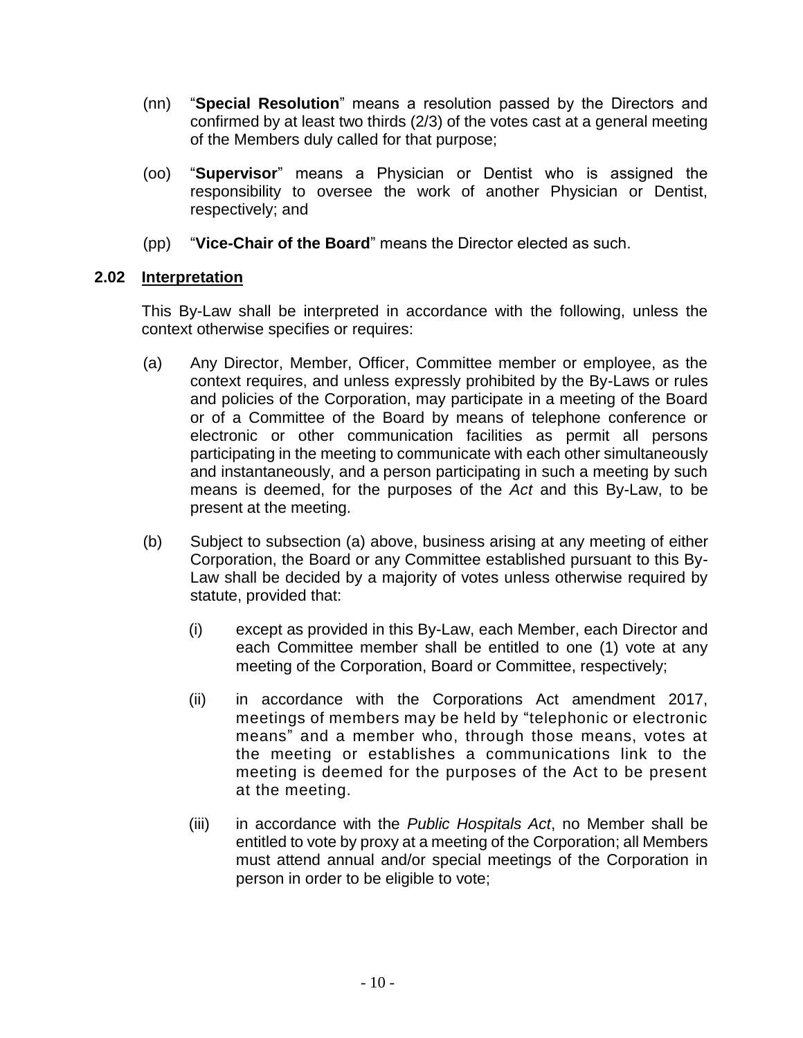(nn) "**Special Resolution**" means a resolution passed by the Directors and confirmed by at least two thirds (2/3) of the votes cast at a general meeting of the Members duly called for that purpose;

(oo) "**Supervisor**" means a Physician or Dentist who is assigned the responsibility to oversee the work of another Physician or Dentist, respectively; and

(pp) "**Vice-Chair of the Board**" means the Director elected as such.

### 2.02 Interpretation

This By-Law shall be interpreted in accordance with the following, unless the context otherwise specifies or requires:

(a) Any Director, Member, Officer, Committee member or employee, as the context requires, and unless expressly prohibited by the By-Laws or rules and policies of the Corporation, may participate in a meeting of the Board or of a Committee of the Board by means of telephone conference or electronic or other communication facilities as permit all persons participating in the meeting to communicate with each other simultaneously and instantaneously, and a person participating in such a meeting by such means is deemed, for the purposes of the *Act* and this By-Law, to be present at the meeting.

(b) Subject to subsection (a) above, business arising at any meeting of either Corporation, the Board or any Committee established pursuant to this By-Law shall be decided by a majority of votes unless otherwise required by statute, provided that:

(i) except as provided in this By-Law, each Member, each Director and each Committee member shall be entitled to one (1) vote at any meeting of the Corporation, Board or Committee, respectively;

(ii) in accordance with the Corporations Act amendment 2017, meetings of members may be held by "telephonic or electronic means" and a member who, through those means, votes at the meeting or establishes a communications link to the meeting is deemed for the purposes of the Act to be present at the meeting.

(iii) in accordance with the *Public Hospitals Act*, no Member shall be entitled to vote by proxy at a meeting of the Corporation; all Members must attend annual and/or special meetings of the Corporation in person in order to be eligible to vote;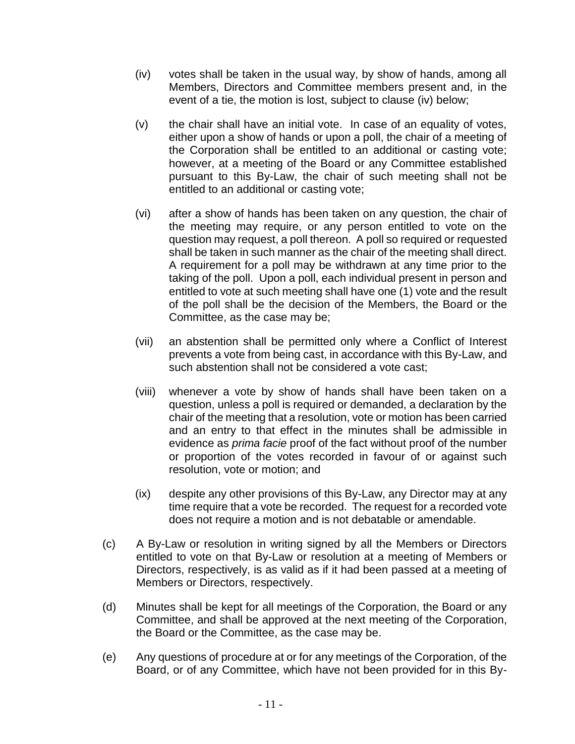(iv) votes shall be taken in the usual way, by show of hands, among all Members, Directors and Committee members present and, in the event of a tie, the motion is lost, subject to clause (iv) below;

(v) the chair shall have an initial vote. In case of an equality of votes, either upon a show of hands or upon a poll, the chair of a meeting of the Corporation shall be entitled to an additional or casting vote; however, at a meeting of the Board or any Committee established pursuant to this By-Law, the chair of such meeting shall not be entitled to an additional or casting vote;

(vi) after a show of hands has been taken on any question, the chair of the meeting may require, or any person entitled to vote on the question may request, a poll thereon. A poll so required or requested shall be taken in such manner as the chair of the meeting shall direct. A requirement for a poll may be withdrawn at any time prior to the taking of the poll. Upon a poll, each individual present in person and entitled to vote at such meeting shall have one (1) vote and the result of the poll shall be the decision of the Members, the Board or the Committee, as the case may be;

(vii) an abstention shall be permitted only where a Conflict of Interest prevents a vote from being cast, in accordance with this By-Law, and such abstention shall not be considered a vote cast;

(viii) whenever a vote by show of hands shall have been taken on a question, unless a poll is required or demanded, a declaration by the chair of the meeting that a resolution, vote or motion has been carried and an entry to that effect in the minutes shall be admissible in evidence as *prima facie* proof of the fact without proof of the number or proportion of the votes recorded in favour of or against such resolution, vote or motion; and

(ix) despite any other provisions of this By-Law, any Director may at any time require that a vote be recorded. The request for a recorded vote does not require a motion and is not debatable or amendable.

(c) A By-Law or resolution in writing signed by all the Members or Directors entitled to vote on that By-Law or resolution at a meeting of Members or Directors, respectively, is as valid as if it had been passed at a meeting of Members or Directors, respectively.

(d) Minutes shall be kept for all meetings of the Corporation, the Board or any Committee, and shall be approved at the next meeting of the Corporation, the Board or the Committee, as the case may be.

(e) Any questions of procedure at or for any meetings of the Corporation, of the Board, or of any Committee, which have not been provided for in this By-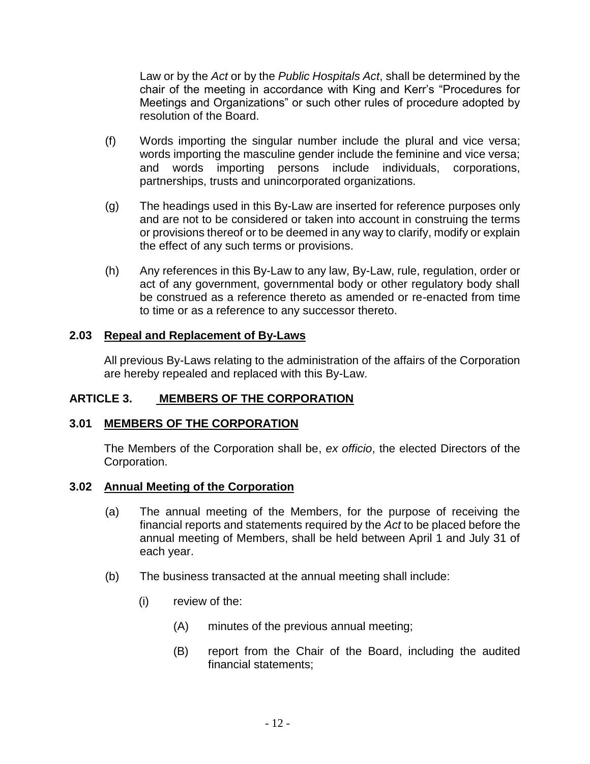Law or by the *Act* or by the *Public Hospitals Act*, shall be determined by the chair of the meeting in accordance with King and Kerr's "Procedures for Meetings and Organizations" or such other rules of procedure adopted by resolution of the Board.

(f) Words importing the singular number include the plural and vice versa; words importing the masculine gender include the feminine and vice versa; and words importing persons include individuals, corporations, partnerships, trusts and unincorporated organizations.

(g) The headings used in this By-Law are inserted for reference purposes only and are not to be considered or taken into account in construing the terms or provisions thereof or to be deemed in any way to clarify, modify or explain the effect of any such terms or provisions.

(h) Any references in this By-Law to any law, By-Law, rule, regulation, order or act of any government, governmental body or other regulatory body shall be construed as a reference thereto as amended or re-enacted from time to time or as a reference to any successor thereto.

### 2.03 Repeal and Replacement of By-Laws

All previous By-Laws relating to the administration of the affairs of the Corporation are hereby repealed and replaced with this By-Law.

## ARTICLE 3. MEMBERS OF THE CORPORATION

### 3.01 MEMBERS OF THE CORPORATION

The Members of the Corporation shall be, *ex officio*, the elected Directors of the Corporation.

### 3.02 Annual Meeting of the Corporation

(a) The annual meeting of the Members, for the purpose of receiving the financial reports and statements required by the *Act* to be placed before the annual meeting of Members, shall be held between April 1 and July 31 of each year.

(b) The business transacted at the annual meeting shall include:

(i) review of the:

(A) minutes of the previous annual meeting;

(B) report from the Chair of the Board, including the audited financial statements;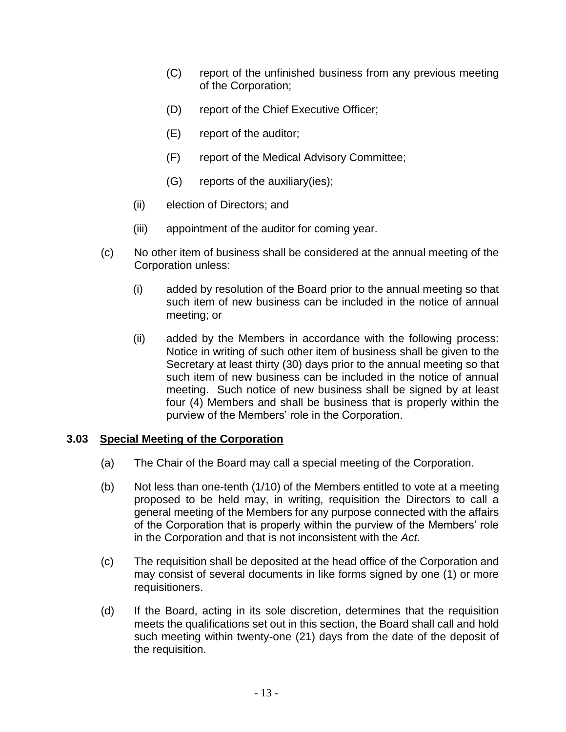(C) report of the unfinished business from any previous meeting of the Corporation;

(D) report of the Chief Executive Officer;

(E) report of the auditor;

(F) report of the Medical Advisory Committee;

(G) reports of the auxiliary(ies);

(ii) election of Directors; and

(iii) appointment of the auditor for coming year.

(c) No other item of business shall be considered at the annual meeting of the Corporation unless:

(i) added by resolution of the Board prior to the annual meeting so that such item of new business can be included in the notice of annual meeting; or

(ii) added by the Members in accordance with the following process: Notice in writing of such other item of business shall be given to the Secretary at least thirty (30) days prior to the annual meeting so that such item of new business can be included in the notice of annual meeting. Such notice of new business shall be signed by at least four (4) Members and shall be business that is properly within the purview of the Members' role in the Corporation.

### 3.03 Special Meeting of the Corporation

(a) The Chair of the Board may call a special meeting of the Corporation.

(b) Not less than one-tenth (1/10) of the Members entitled to vote at a meeting proposed to be held may, in writing, requisition the Directors to call a general meeting of the Members for any purpose connected with the affairs of the Corporation that is properly within the purview of the Members' role in the Corporation and that is not inconsistent with the *Act*.

(c) The requisition shall be deposited at the head office of the Corporation and may consist of several documents in like forms signed by one (1) or more requisitioners.

(d) If the Board, acting in its sole discretion, determines that the requisition meets the qualifications set out in this section, the Board shall call and hold such meeting within twenty-one (21) days from the date of the deposit of the requisition.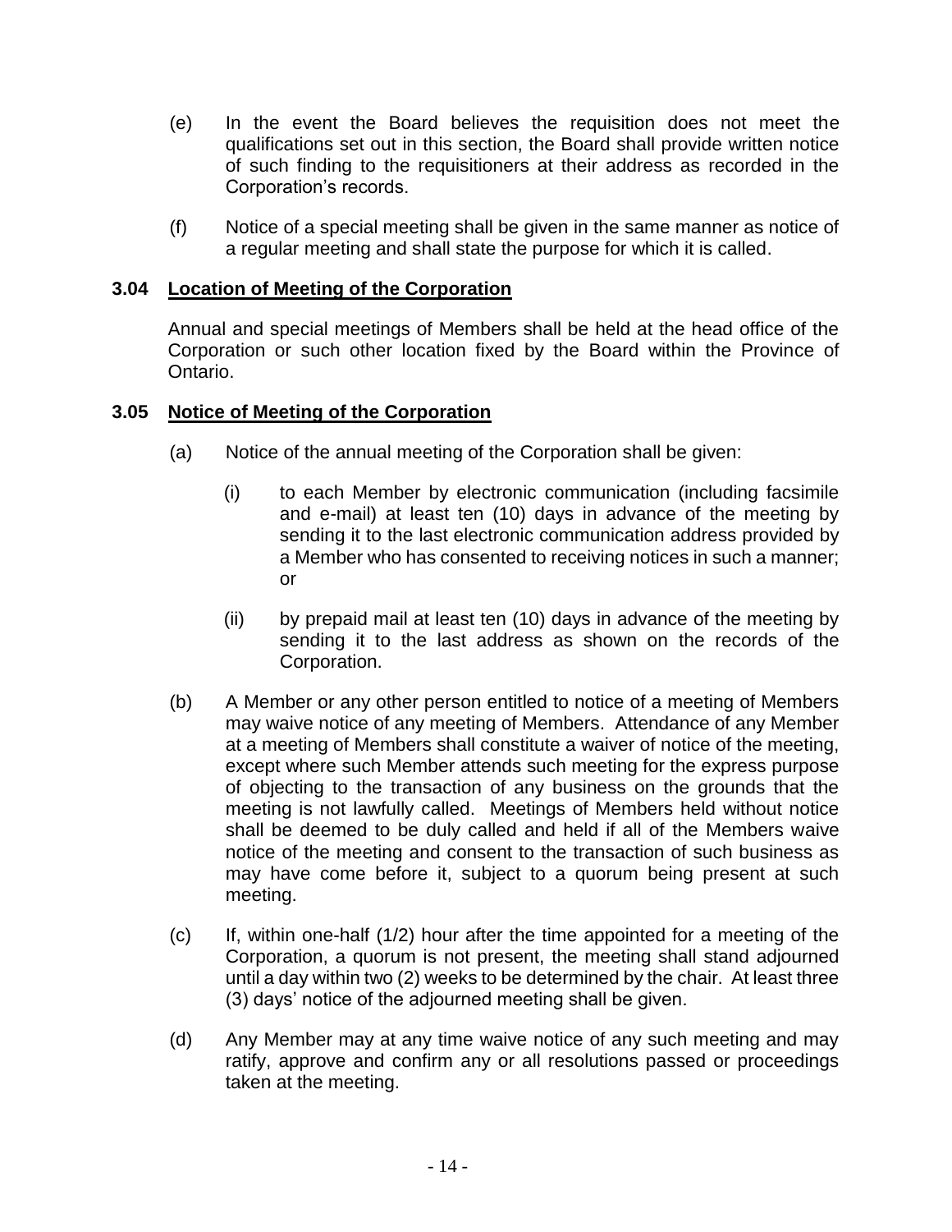(e) In the event the Board believes the requisition does not meet the qualifications set out in this section, the Board shall provide written notice of such finding to the requisitioners at their address as recorded in the Corporation's records.

(f) Notice of a special meeting shall be given in the same manner as notice of a regular meeting and shall state the purpose for which it is called.

### 3.04 Location of Meeting of the Corporation

Annual and special meetings of Members shall be held at the head office of the Corporation or such other location fixed by the Board within the Province of Ontario.

### 3.05 Notice of Meeting of the Corporation

(a) Notice of the annual meeting of the Corporation shall be given:

  (i) to each Member by electronic communication (including facsimile and e-mail) at least ten (10) days in advance of the meeting by sending it to the last electronic communication address provided by a Member who has consented to receiving notices in such a manner; or

  (ii) by prepaid mail at least ten (10) days in advance of the meeting by sending it to the last address as shown on the records of the Corporation.

(b) A Member or any other person entitled to notice of a meeting of Members may waive notice of any meeting of Members. Attendance of any Member at a meeting of Members shall constitute a waiver of notice of the meeting, except where such Member attends such meeting for the express purpose of objecting to the transaction of any business on the grounds that the meeting is not lawfully called. Meetings of Members held without notice shall be deemed to be duly called and held if all of the Members waive notice of the meeting and consent to the transaction of such business as may have come before it, subject to a quorum being present at such meeting.

(c) If, within one-half (1/2) hour after the time appointed for a meeting of the Corporation, a quorum is not present, the meeting shall stand adjourned until a day within two (2) weeks to be determined by the chair. At least three (3) days' notice of the adjourned meeting shall be given.

(d) Any Member may at any time waive notice of any such meeting and may ratify, approve and confirm any or all resolutions passed or proceedings taken at the meeting.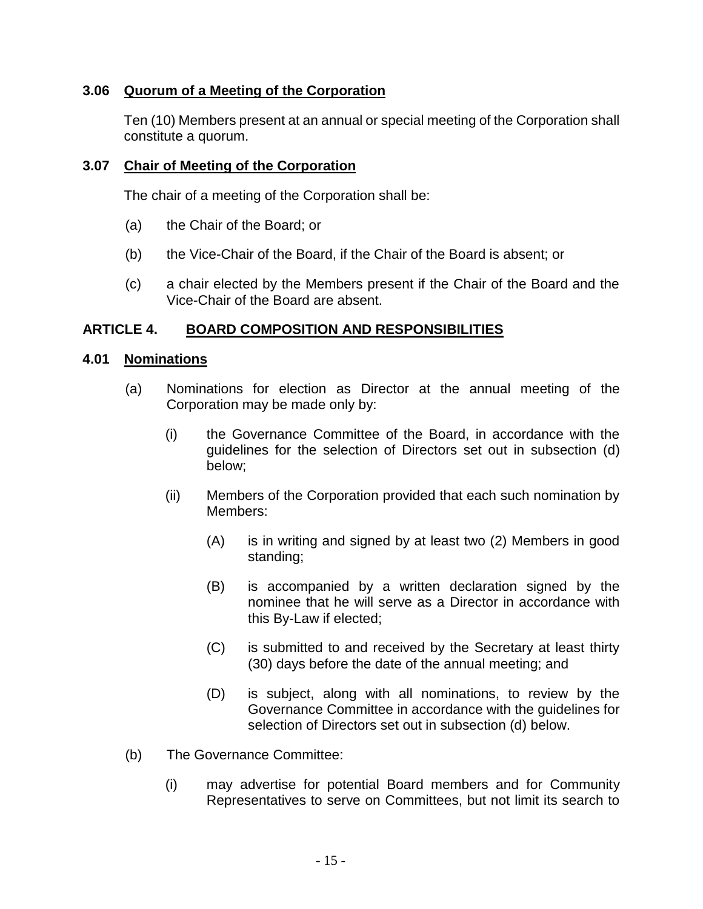### 3.06 Quorum of a Meeting of the Corporation

Ten (10) Members present at an annual or special meeting of the Corporation shall constitute a quorum.

### 3.07 Chair of Meeting of the Corporation

The chair of a meeting of the Corporation shall be:

(a) the Chair of the Board; or

(b) the Vice-Chair of the Board, if the Chair of the Board is absent; or

(c) a chair elected by the Members present if the Chair of the Board and the Vice-Chair of the Board are absent.

## ARTICLE 4. BOARD COMPOSITION AND RESPONSIBILITIES

### 4.01 Nominations

(a) Nominations for election as Director at the annual meeting of the Corporation may be made only by:

(i) the Governance Committee of the Board, in accordance with the guidelines for the selection of Directors set out in subsection (d) below;

(ii) Members of the Corporation provided that each such nomination by Members:

(A) is in writing and signed by at least two (2) Members in good standing;

(B) is accompanied by a written declaration signed by the nominee that he will serve as a Director in accordance with this By-Law if elected;

(C) is submitted to and received by the Secretary at least thirty (30) days before the date of the annual meeting; and

(D) is subject, along with all nominations, to review by the Governance Committee in accordance with the guidelines for selection of Directors set out in subsection (d) below.

(b) The Governance Committee:

(i) may advertise for potential Board members and for Community Representatives to serve on Committees, but not limit its search to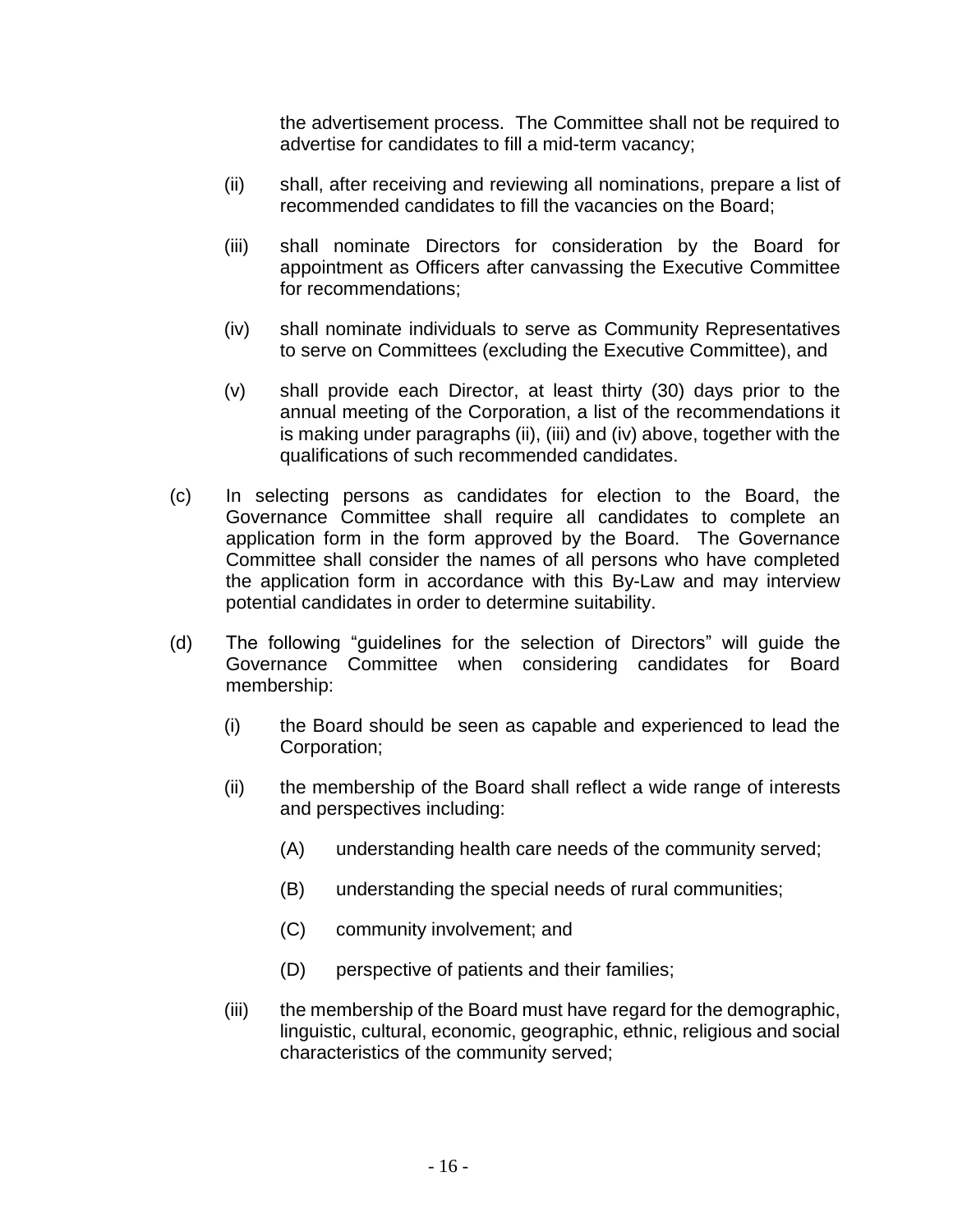the advertisement process. The Committee shall not be required to advertise for candidates to fill a mid-term vacancy;

(ii) shall, after receiving and reviewing all nominations, prepare a list of recommended candidates to fill the vacancies on the Board;

(iii) shall nominate Directors for consideration by the Board for appointment as Officers after canvassing the Executive Committee for recommendations;

(iv) shall nominate individuals to serve as Community Representatives to serve on Committees (excluding the Executive Committee), and

(v) shall provide each Director, at least thirty (30) days prior to the annual meeting of the Corporation, a list of the recommendations it is making under paragraphs (ii), (iii) and (iv) above, together with the qualifications of such recommended candidates.

(c) In selecting persons as candidates for election to the Board, the Governance Committee shall require all candidates to complete an application form in the form approved by the Board. The Governance Committee shall consider the names of all persons who have completed the application form in accordance with this By-Law and may interview potential candidates in order to determine suitability.

(d) The following "guidelines for the selection of Directors" will guide the Governance Committee when considering candidates for Board membership:

(i) the Board should be seen as capable and experienced to lead the Corporation;

(ii) the membership of the Board shall reflect a wide range of interests and perspectives including:

(A) understanding health care needs of the community served;

(B) understanding the special needs of rural communities;

(C) community involvement; and

(D) perspective of patients and their families;

(iii) the membership of the Board must have regard for the demographic, linguistic, cultural, economic, geographic, ethnic, religious and social characteristics of the community served;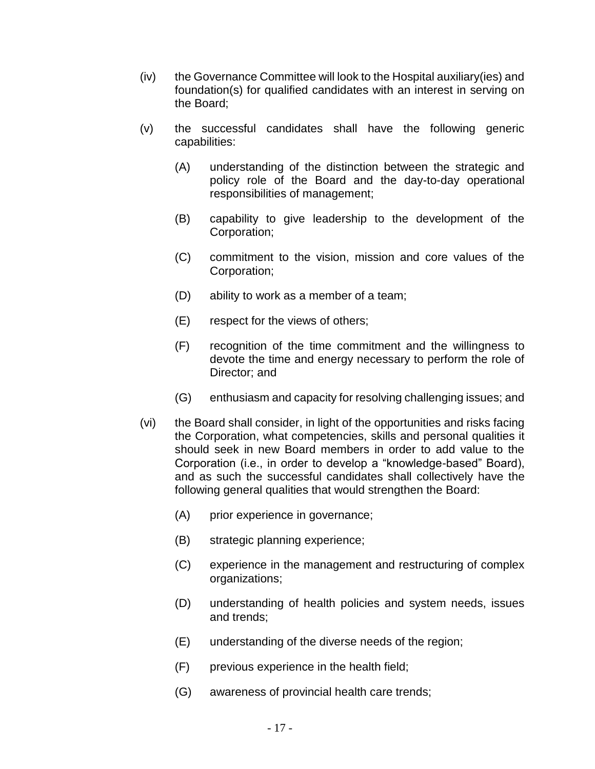(iv) the Governance Committee will look to the Hospital auxiliary(ies) and foundation(s) for qualified candidates with an interest in serving on the Board;

(v) the successful candidates shall have the following generic capabilities:

- (A) understanding of the distinction between the strategic and policy role of the Board and the day-to-day operational responsibilities of management;
- (B) capability to give leadership to the development of the Corporation;
- (C) commitment to the vision, mission and core values of the Corporation;
- (D) ability to work as a member of a team;
- (E) respect for the views of others;
- (F) recognition of the time commitment and the willingness to devote the time and energy necessary to perform the role of Director; and
- (G) enthusiasm and capacity for resolving challenging issues; and

(vi) the Board shall consider, in light of the opportunities and risks facing the Corporation, what competencies, skills and personal qualities it should seek in new Board members in order to add value to the Corporation (i.e., in order to develop a "knowledge-based" Board), and as such the successful candidates shall collectively have the following general qualities that would strengthen the Board:

- (A) prior experience in governance;
- (B) strategic planning experience;
- (C) experience in the management and restructuring of complex organizations;
- (D) understanding of health policies and system needs, issues and trends;
- (E) understanding of the diverse needs of the region;
- (F) previous experience in the health field;
- (G) awareness of provincial health care trends;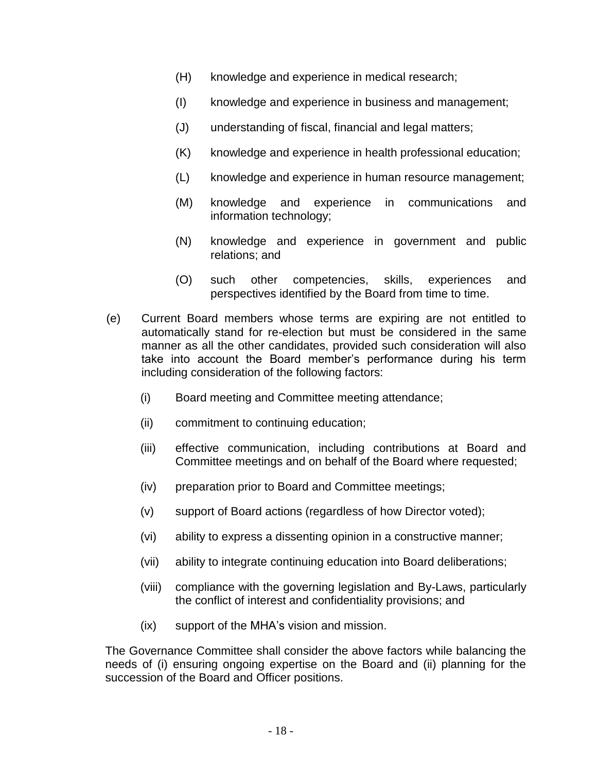(H) knowledge and experience in medical research;

(I) knowledge and experience in business and management;

(J) understanding of fiscal, financial and legal matters;

(K) knowledge and experience in health professional education;

(L) knowledge and experience in human resource management;

(M) knowledge and experience in communications and information technology;

(N) knowledge and experience in government and public relations; and

(O) such other competencies, skills, experiences and perspectives identified by the Board from time to time.

(e) Current Board members whose terms are expiring are not entitled to automatically stand for re-election but must be considered in the same manner as all the other candidates, provided such consideration will also take into account the Board member's performance during his term including consideration of the following factors:

(i) Board meeting and Committee meeting attendance;

(ii) commitment to continuing education;

(iii) effective communication, including contributions at Board and Committee meetings and on behalf of the Board where requested;

(iv) preparation prior to Board and Committee meetings;

(v) support of Board actions (regardless of how Director voted);

(vi) ability to express a dissenting opinion in a constructive manner;

(vii) ability to integrate continuing education into Board deliberations;

(viii) compliance with the governing legislation and By-Laws, particularly the conflict of interest and confidentiality provisions; and

(ix) support of the MHA's vision and mission.

The Governance Committee shall consider the above factors while balancing the needs of (i) ensuring ongoing expertise on the Board and (ii) planning for the succession of the Board and Officer positions.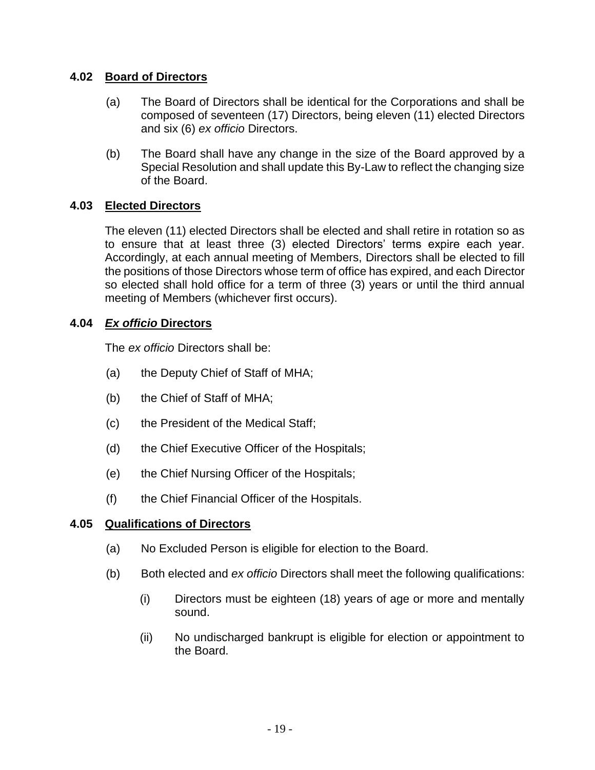### 4.02 Board of Directors

(a) The Board of Directors shall be identical for the Corporations and shall be composed of seventeen (17) Directors, being eleven (11) elected Directors and six (6) *ex officio* Directors.

(b) The Board shall have any change in the size of the Board approved by a Special Resolution and shall update this By-Law to reflect the changing size of the Board.

### 4.03 Elected Directors

The eleven (11) elected Directors shall be elected and shall retire in rotation so as to ensure that at least three (3) elected Directors' terms expire each year. Accordingly, at each annual meeting of Members, Directors shall be elected to fill the positions of those Directors whose term of office has expired, and each Director so elected shall hold office for a term of three (3) years or until the third annual meeting of Members (whichever first occurs).

### 4.04 *Ex officio* Directors

The *ex officio* Directors shall be:

(a) the Deputy Chief of Staff of MHA;

(b) the Chief of Staff of MHA;

(c) the President of the Medical Staff;

(d) the Chief Executive Officer of the Hospitals;

(e) the Chief Nursing Officer of the Hospitals;

(f) the Chief Financial Officer of the Hospitals.

### 4.05 Qualifications of Directors

(a) No Excluded Person is eligible for election to the Board.

(b) Both elected and *ex officio* Directors shall meet the following qualifications:

(i) Directors must be eighteen (18) years of age or more and mentally sound.

(ii) No undischarged bankrupt is eligible for election or appointment to the Board.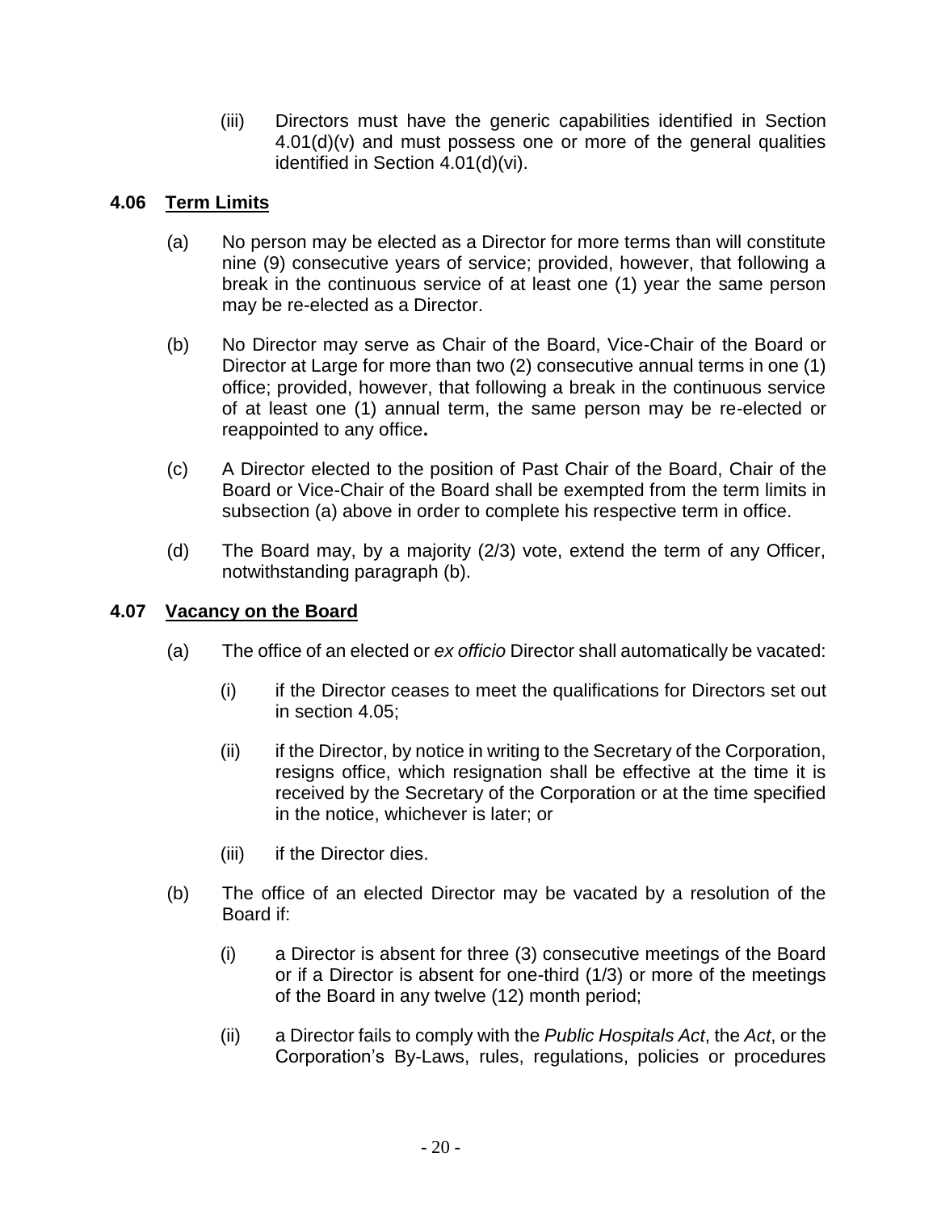(iii) Directors must have the generic capabilities identified in Section 4.01(d)(v) and must possess one or more of the general qualities identified in Section 4.01(d)(vi).

## 4.06 Term Limits

(a) No person may be elected as a Director for more terms than will constitute nine (9) consecutive years of service; provided, however, that following a break in the continuous service of at least one (1) year the same person may be re-elected as a Director.

(b) No Director may serve as Chair of the Board, Vice-Chair of the Board or Director at Large for more than two (2) consecutive annual terms in one (1) office; provided, however, that following a break in the continuous service of at least one (1) annual term, the same person may be re-elected or reappointed to any office**.**

(c) A Director elected to the position of Past Chair of the Board, Chair of the Board or Vice-Chair of the Board shall be exempted from the term limits in subsection (a) above in order to complete his respective term in office.

(d) The Board may, by a majority (2/3) vote, extend the term of any Officer, notwithstanding paragraph (b).

## 4.07 Vacancy on the Board

(a) The office of an elected or *ex officio* Director shall automatically be vacated:

(i) if the Director ceases to meet the qualifications for Directors set out in section 4.05;

(ii) if the Director, by notice in writing to the Secretary of the Corporation, resigns office, which resignation shall be effective at the time it is received by the Secretary of the Corporation or at the time specified in the notice, whichever is later; or

(iii) if the Director dies.

(b) The office of an elected Director may be vacated by a resolution of the Board if:

(i) a Director is absent for three (3) consecutive meetings of the Board or if a Director is absent for one-third (1/3) or more of the meetings of the Board in any twelve (12) month period;

(ii) a Director fails to comply with the *Public Hospitals Act*, the *Act*, or the Corporation's By-Laws, rules, regulations, policies or procedures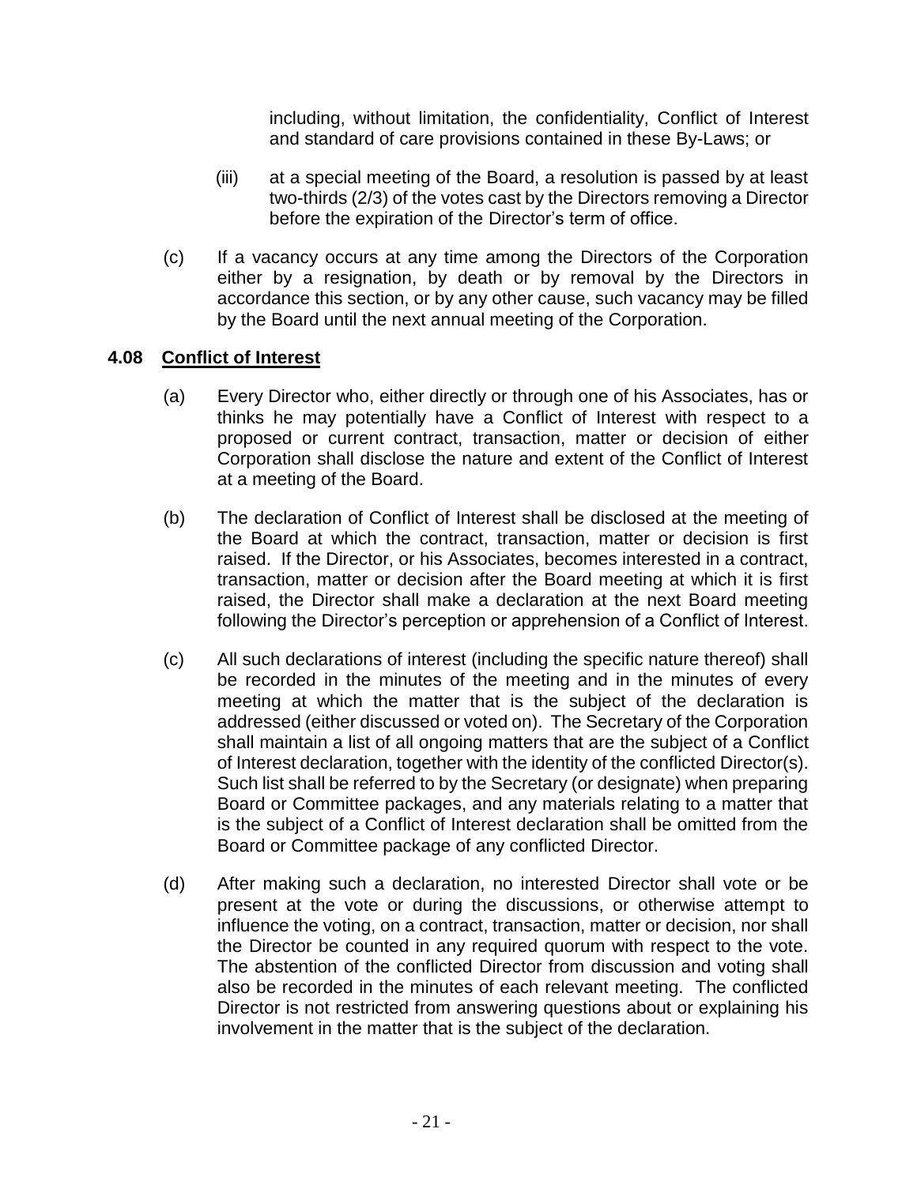including, without limitation, the confidentiality, Conflict of Interest and standard of care provisions contained in these By-Laws; or

(iii) at a special meeting of the Board, a resolution is passed by at least two-thirds (2/3) of the votes cast by the Directors removing a Director before the expiration of the Director's term of office.

(c) If a vacancy occurs at any time among the Directors of the Corporation either by a resignation, by death or by removal by the Directors in accordance this section, or by any other cause, such vacancy may be filled by the Board until the next annual meeting of the Corporation.

### 4.08 <u>Conflict of Interest</u>

(a) Every Director who, either directly or through one of his Associates, has or thinks he may potentially have a Conflict of Interest with respect to a proposed or current contract, transaction, matter or decision of either Corporation shall disclose the nature and extent of the Conflict of Interest at a meeting of the Board.

(b) The declaration of Conflict of Interest shall be disclosed at the meeting of the Board at which the contract, transaction, matter or decision is first raised. If the Director, or his Associates, becomes interested in a contract, transaction, matter or decision after the Board meeting at which it is first raised, the Director shall make a declaration at the next Board meeting following the Director's perception or apprehension of a Conflict of Interest.

(c) All such declarations of interest (including the specific nature thereof) shall be recorded in the minutes of the meeting and in the minutes of every meeting at which the matter that is the subject of the declaration is addressed (either discussed or voted on). The Secretary of the Corporation shall maintain a list of all ongoing matters that are the subject of a Conflict of Interest declaration, together with the identity of the conflicted Director(s). Such list shall be referred to by the Secretary (or designate) when preparing Board or Committee packages, and any materials relating to a matter that is the subject of a Conflict of Interest declaration shall be omitted from the Board or Committee package of any conflicted Director.

(d) After making such a declaration, no interested Director shall vote or be present at the vote or during the discussions, or otherwise attempt to influence the voting, on a contract, transaction, matter or decision, nor shall the Director be counted in any required quorum with respect to the vote. The abstention of the conflicted Director from discussion and voting shall also be recorded in the minutes of each relevant meeting. The conflicted Director is not restricted from answering questions about or explaining his involvement in the matter that is the subject of the declaration.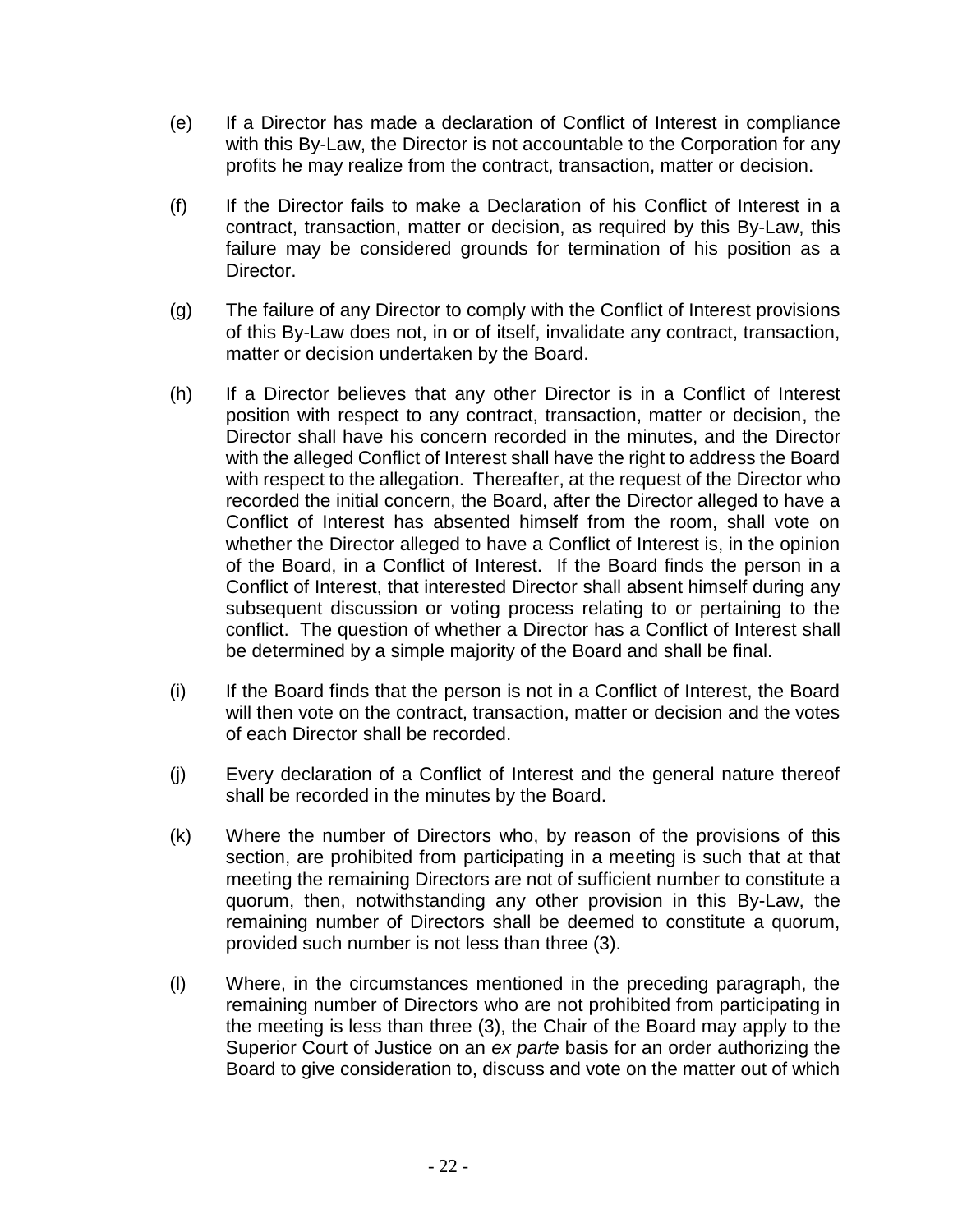(e) If a Director has made a declaration of Conflict of Interest in compliance with this By-Law, the Director is not accountable to the Corporation for any profits he may realize from the contract, transaction, matter or decision.

(f) If the Director fails to make a Declaration of his Conflict of Interest in a contract, transaction, matter or decision, as required by this By-Law, this failure may be considered grounds for termination of his position as a Director.

(g) The failure of any Director to comply with the Conflict of Interest provisions of this By-Law does not, in or of itself, invalidate any contract, transaction, matter or decision undertaken by the Board.

(h) If a Director believes that any other Director is in a Conflict of Interest position with respect to any contract, transaction, matter or decision, the Director shall have his concern recorded in the minutes, and the Director with the alleged Conflict of Interest shall have the right to address the Board with respect to the allegation. Thereafter, at the request of the Director who recorded the initial concern, the Board, after the Director alleged to have a Conflict of Interest has absented himself from the room, shall vote on whether the Director alleged to have a Conflict of Interest is, in the opinion of the Board, in a Conflict of Interest. If the Board finds the person in a Conflict of Interest, that interested Director shall absent himself during any subsequent discussion or voting process relating to or pertaining to the conflict. The question of whether a Director has a Conflict of Interest shall be determined by a simple majority of the Board and shall be final.

(i) If the Board finds that the person is not in a Conflict of Interest, the Board will then vote on the contract, transaction, matter or decision and the votes of each Director shall be recorded.

(j) Every declaration of a Conflict of Interest and the general nature thereof shall be recorded in the minutes by the Board.

(k) Where the number of Directors who, by reason of the provisions of this section, are prohibited from participating in a meeting is such that at that meeting the remaining Directors are not of sufficient number to constitute a quorum, then, notwithstanding any other provision in this By-Law, the remaining number of Directors shall be deemed to constitute a quorum, provided such number is not less than three (3).

(l) Where, in the circumstances mentioned in the preceding paragraph, the remaining number of Directors who are not prohibited from participating in the meeting is less than three (3), the Chair of the Board may apply to the Superior Court of Justice on an *ex parte* basis for an order authorizing the Board to give consideration to, discuss and vote on the matter out of which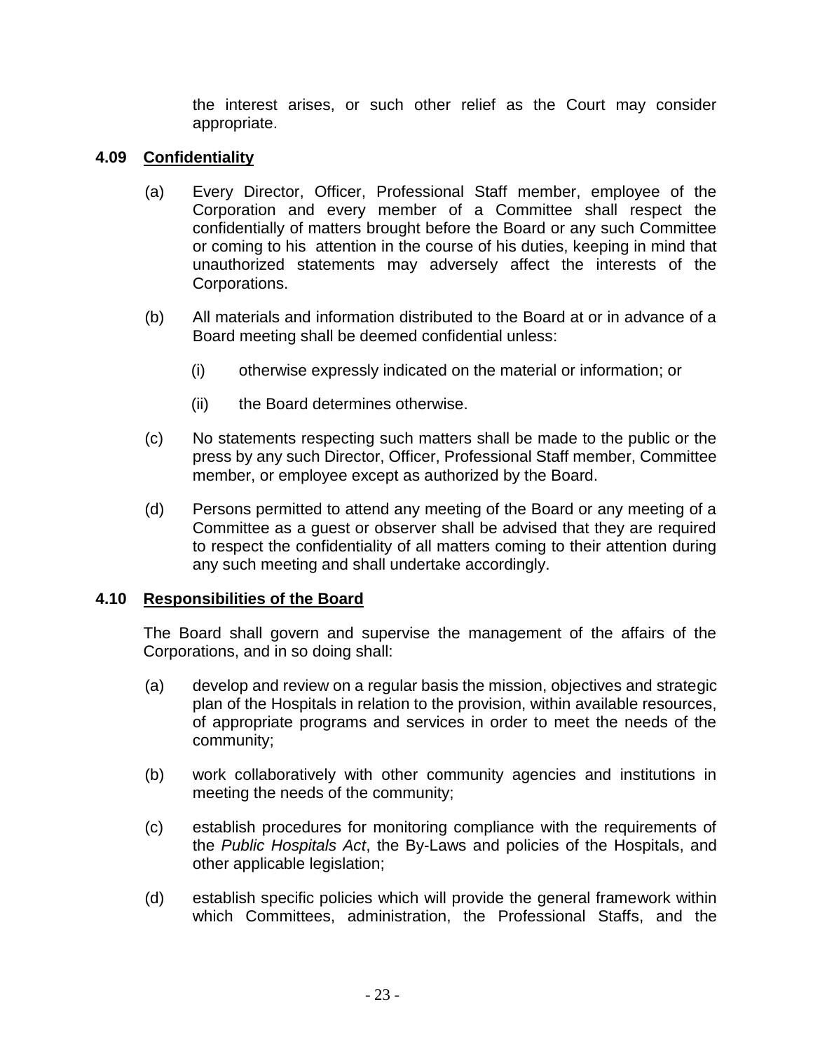the interest arises, or such other relief as the Court may consider appropriate.

### 4.09 <u>Confidentiality</u>

(a) Every Director, Officer, Professional Staff member, employee of the Corporation and every member of a Committee shall respect the confidentially of matters brought before the Board or any such Committee or coming to his attention in the course of his duties, keeping in mind that unauthorized statements may adversely affect the interests of the Corporations.

(b) All materials and information distributed to the Board at or in advance of a Board meeting shall be deemed confidential unless:

  (i) otherwise expressly indicated on the material or information; or

  (ii) the Board determines otherwise.

(c) No statements respecting such matters shall be made to the public or the press by any such Director, Officer, Professional Staff member, Committee member, or employee except as authorized by the Board.

(d) Persons permitted to attend any meeting of the Board or any meeting of a Committee as a guest or observer shall be advised that they are required to respect the confidentiality of all matters coming to their attention during any such meeting and shall undertake accordingly.

### 4.10 <u>Responsibilities of the Board</u>

The Board shall govern and supervise the management of the affairs of the Corporations, and in so doing shall:

(a) develop and review on a regular basis the mission, objectives and strategic plan of the Hospitals in relation to the provision, within available resources, of appropriate programs and services in order to meet the needs of the community;

(b) work collaboratively with other community agencies and institutions in meeting the needs of the community;

(c) establish procedures for monitoring compliance with the requirements of the *Public Hospitals Act*, the By-Laws and policies of the Hospitals, and other applicable legislation;

(d) establish specific policies which will provide the general framework within which Committees, administration, the Professional Staffs, and the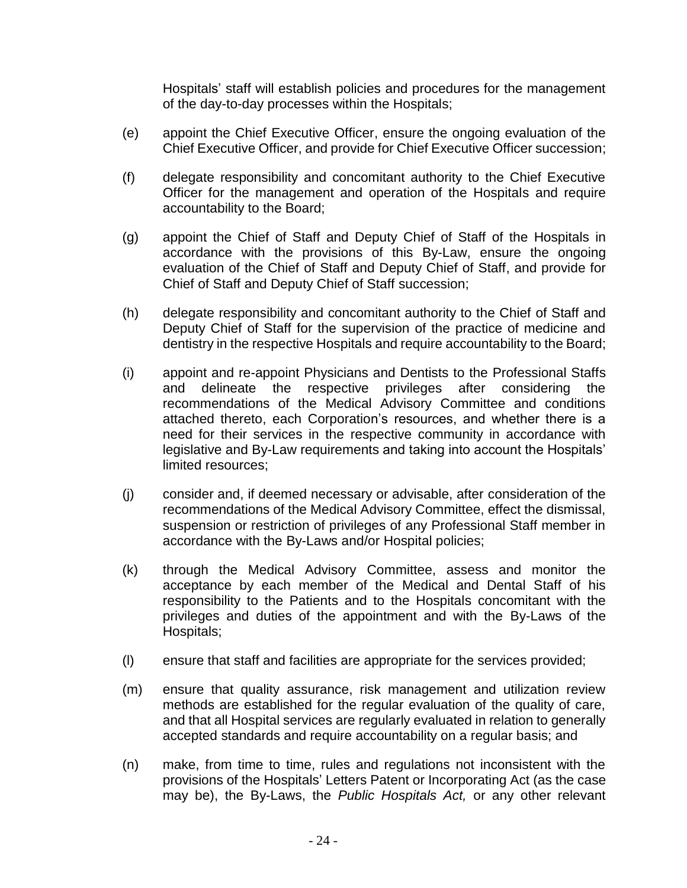Hospitals' staff will establish policies and procedures for the management of the day-to-day processes within the Hospitals;

(e) appoint the Chief Executive Officer, ensure the ongoing evaluation of the Chief Executive Officer, and provide for Chief Executive Officer succession;

(f) delegate responsibility and concomitant authority to the Chief Executive Officer for the management and operation of the Hospitals and require accountability to the Board;

(g) appoint the Chief of Staff and Deputy Chief of Staff of the Hospitals in accordance with the provisions of this By-Law, ensure the ongoing evaluation of the Chief of Staff and Deputy Chief of Staff, and provide for Chief of Staff and Deputy Chief of Staff succession;

(h) delegate responsibility and concomitant authority to the Chief of Staff and Deputy Chief of Staff for the supervision of the practice of medicine and dentistry in the respective Hospitals and require accountability to the Board;

(i) appoint and re-appoint Physicians and Dentists to the Professional Staffs and delineate the respective privileges after considering the recommendations of the Medical Advisory Committee and conditions attached thereto, each Corporation's resources, and whether there is a need for their services in the respective community in accordance with legislative and By-Law requirements and taking into account the Hospitals' limited resources;

(j) consider and, if deemed necessary or advisable, after consideration of the recommendations of the Medical Advisory Committee, effect the dismissal, suspension or restriction of privileges of any Professional Staff member in accordance with the By-Laws and/or Hospital policies;

(k) through the Medical Advisory Committee, assess and monitor the acceptance by each member of the Medical and Dental Staff of his responsibility to the Patients and to the Hospitals concomitant with the privileges and duties of the appointment and with the By-Laws of the Hospitals;

(l) ensure that staff and facilities are appropriate for the services provided;

(m) ensure that quality assurance, risk management and utilization review methods are established for the regular evaluation of the quality of care, and that all Hospital services are regularly evaluated in relation to generally accepted standards and require accountability on a regular basis; and

(n) make, from time to time, rules and regulations not inconsistent with the provisions of the Hospitals' Letters Patent or Incorporating Act (as the case may be), the By-Laws, the *Public Hospitals Act,* or any other relevant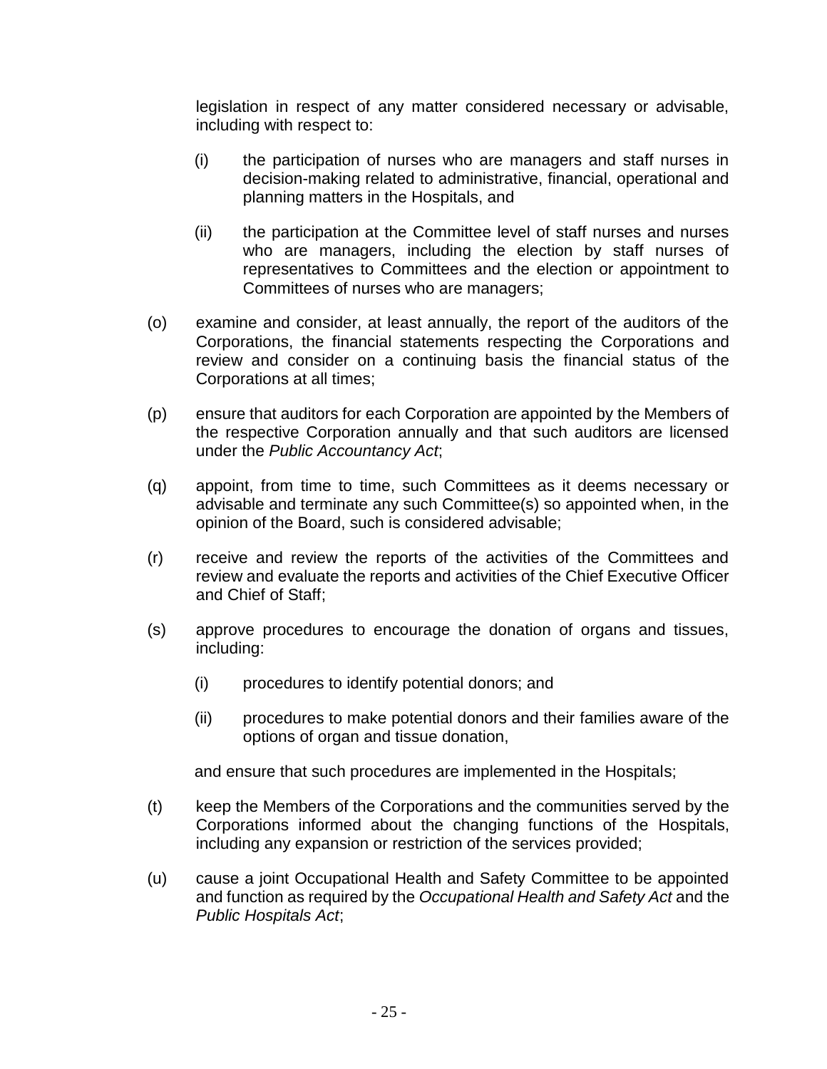legislation in respect of any matter considered necessary or advisable, including with respect to:

   (i) the participation of nurses who are managers and staff nurses in decision-making related to administrative, financial, operational and planning matters in the Hospitals, and

   (ii) the participation at the Committee level of staff nurses and nurses who are managers, including the election by staff nurses of representatives to Committees and the election or appointment to Committees of nurses who are managers;

(o) examine and consider, at least annually, the report of the auditors of the Corporations, the financial statements respecting the Corporations and review and consider on a continuing basis the financial status of the Corporations at all times;

(p) ensure that auditors for each Corporation are appointed by the Members of the respective Corporation annually and that such auditors are licensed under the *Public Accountancy Act*;

(q) appoint, from time to time, such Committees as it deems necessary or advisable and terminate any such Committee(s) so appointed when, in the opinion of the Board, such is considered advisable;

(r) receive and review the reports of the activities of the Committees and review and evaluate the reports and activities of the Chief Executive Officer and Chief of Staff;

(s) approve procedures to encourage the donation of organs and tissues, including:

   (i) procedures to identify potential donors; and

   (ii) procedures to make potential donors and their families aware of the options of organ and tissue donation,

   and ensure that such procedures are implemented in the Hospitals;

(t) keep the Members of the Corporations and the communities served by the Corporations informed about the changing functions of the Hospitals, including any expansion or restriction of the services provided;

(u) cause a joint Occupational Health and Safety Committee to be appointed and function as required by the *Occupational Health and Safety Act* and the *Public Hospitals Act*;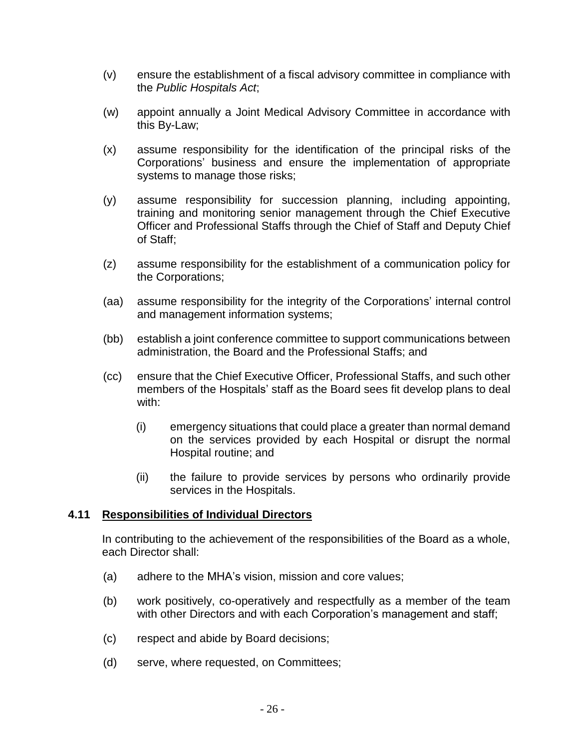(v) ensure the establishment of a fiscal advisory committee in compliance with the *Public Hospitals Act*;

(w) appoint annually a Joint Medical Advisory Committee in accordance with this By-Law;

(x) assume responsibility for the identification of the principal risks of the Corporations' business and ensure the implementation of appropriate systems to manage those risks;

(y) assume responsibility for succession planning, including appointing, training and monitoring senior management through the Chief Executive Officer and Professional Staffs through the Chief of Staff and Deputy Chief of Staff;

(z) assume responsibility for the establishment of a communication policy for the Corporations;

(aa) assume responsibility for the integrity of the Corporations' internal control and management information systems;

(bb) establish a joint conference committee to support communications between administration, the Board and the Professional Staffs; and

(cc) ensure that the Chief Executive Officer, Professional Staffs, and such other members of the Hospitals' staff as the Board sees fit develop plans to deal with:

   (i) emergency situations that could place a greater than normal demand on the services provided by each Hospital or disrupt the normal Hospital routine; and

   (ii) the failure to provide services by persons who ordinarily provide services in the Hospitals.

### 4.11 Responsibilities of Individual Directors

In contributing to the achievement of the responsibilities of the Board as a whole, each Director shall:

(a) adhere to the MHA's vision, mission and core values;

(b) work positively, co-operatively and respectfully as a member of the team with other Directors and with each Corporation's management and staff;

(c) respect and abide by Board decisions;

(d) serve, where requested, on Committees;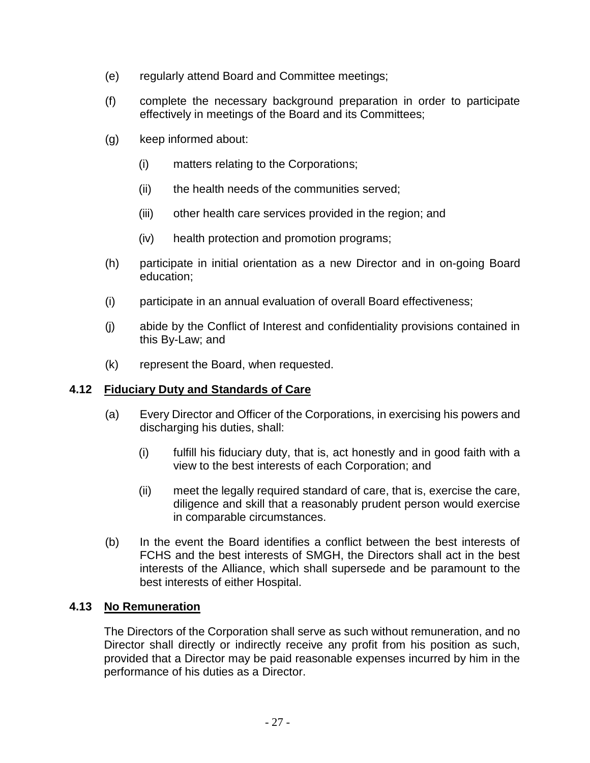(e) regularly attend Board and Committee meetings;

(f) complete the necessary background preparation in order to participate effectively in meetings of the Board and its Committees;

(g) keep informed about:

    (i) matters relating to the Corporations;

    (ii) the health needs of the communities served;

    (iii) other health care services provided in the region; and

    (iv) health protection and promotion programs;

(h) participate in initial orientation as a new Director and in on-going Board education;

(i) participate in an annual evaluation of overall Board effectiveness;

(j) abide by the Conflict of Interest and confidentiality provisions contained in this By-Law; and

(k) represent the Board, when requested.

### 4.12 <u>Fiduciary Duty and Standards of Care</u>

(a) Every Director and Officer of the Corporations, in exercising his powers and discharging his duties, shall:

    (i) fulfill his fiduciary duty, that is, act honestly and in good faith with a view to the best interests of each Corporation; and

    (ii) meet the legally required standard of care, that is, exercise the care, diligence and skill that a reasonably prudent person would exercise in comparable circumstances.

(b) In the event the Board identifies a conflict between the best interests of FCHS and the best interests of SMGH, the Directors shall act in the best interests of the Alliance, which shall supersede and be paramount to the best interests of either Hospital.

### 4.13 <u>No Remuneration</u>

The Directors of the Corporation shall serve as such without remuneration, and no Director shall directly or indirectly receive any profit from his position as such, provided that a Director may be paid reasonable expenses incurred by him in the performance of his duties as a Director.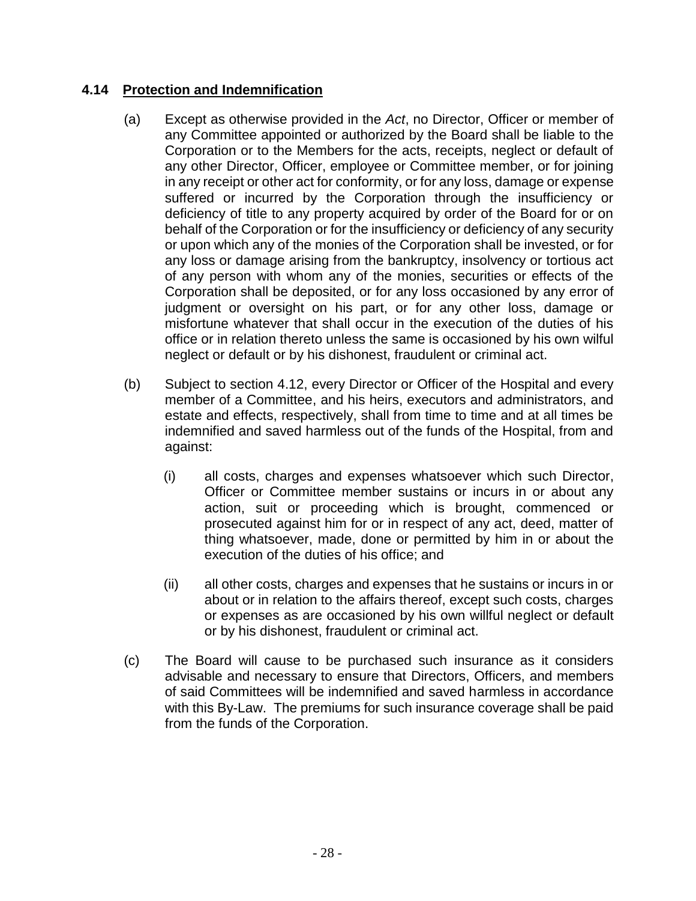### 4.14 <u>Protection and Indemnification</u>

(a) Except as otherwise provided in the *Act*, no Director, Officer or member of any Committee appointed or authorized by the Board shall be liable to the Corporation or to the Members for the acts, receipts, neglect or default of any other Director, Officer, employee or Committee member, or for joining in any receipt or other act for conformity, or for any loss, damage or expense suffered or incurred by the Corporation through the insufficiency or deficiency of title to any property acquired by order of the Board for or on behalf of the Corporation or for the insufficiency or deficiency of any security or upon which any of the monies of the Corporation shall be invested, or for any loss or damage arising from the bankruptcy, insolvency or tortious act of any person with whom any of the monies, securities or effects of the Corporation shall be deposited, or for any loss occasioned by any error of judgment or oversight on his part, or for any other loss, damage or misfortune whatever that shall occur in the execution of the duties of his office or in relation thereto unless the same is occasioned by his own wilful neglect or default or by his dishonest, fraudulent or criminal act.

(b) Subject to section 4.12, every Director or Officer of the Hospital and every member of a Committee, and his heirs, executors and administrators, and estate and effects, respectively, shall from time to time and at all times be indemnified and saved harmless out of the funds of the Hospital, from and against:

(i) all costs, charges and expenses whatsoever which such Director, Officer or Committee member sustains or incurs in or about any action, suit or proceeding which is brought, commenced or prosecuted against him for or in respect of any act, deed, matter of thing whatsoever, made, done or permitted by him in or about the execution of the duties of his office; and

(ii) all other costs, charges and expenses that he sustains or incurs in or about or in relation to the affairs thereof, except such costs, charges or expenses as are occasioned by his own willful neglect or default or by his dishonest, fraudulent or criminal act.

(c) The Board will cause to be purchased such insurance as it considers advisable and necessary to ensure that Directors, Officers, and members of said Committees will be indemnified and saved harmless in accordance with this By-Law. The premiums for such insurance coverage shall be paid from the funds of the Corporation.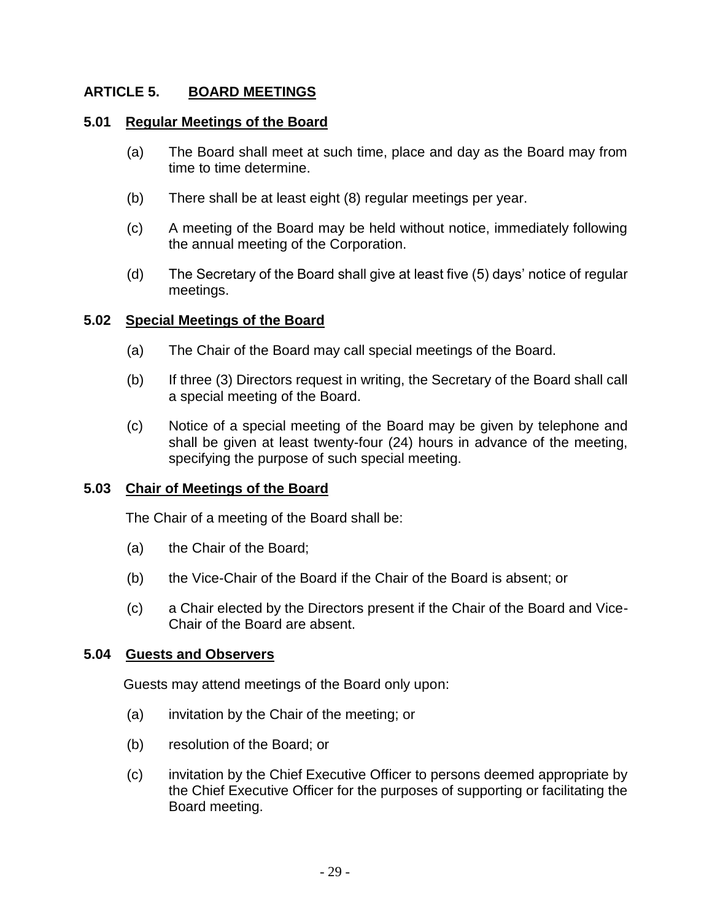## ARTICLE 5. BOARD MEETINGS

### 5.01 Regular Meetings of the Board

(a) The Board shall meet at such time, place and day as the Board may from time to time determine.

(b) There shall be at least eight (8) regular meetings per year.

(c) A meeting of the Board may be held without notice, immediately following the annual meeting of the Corporation.

(d) The Secretary of the Board shall give at least five (5) days' notice of regular meetings.

### 5.02 Special Meetings of the Board

(a) The Chair of the Board may call special meetings of the Board.

(b) If three (3) Directors request in writing, the Secretary of the Board shall call a special meeting of the Board.

(c) Notice of a special meeting of the Board may be given by telephone and shall be given at least twenty-four (24) hours in advance of the meeting, specifying the purpose of such special meeting.

### 5.03 Chair of Meetings of the Board

The Chair of a meeting of the Board shall be:

(a) the Chair of the Board;

(b) the Vice-Chair of the Board if the Chair of the Board is absent; or

(c) a Chair elected by the Directors present if the Chair of the Board and Vice-Chair of the Board are absent.

### 5.04 Guests and Observers

Guests may attend meetings of the Board only upon:

(a) invitation by the Chair of the meeting; or

(b) resolution of the Board; or

(c) invitation by the Chief Executive Officer to persons deemed appropriate by the Chief Executive Officer for the purposes of supporting or facilitating the Board meeting.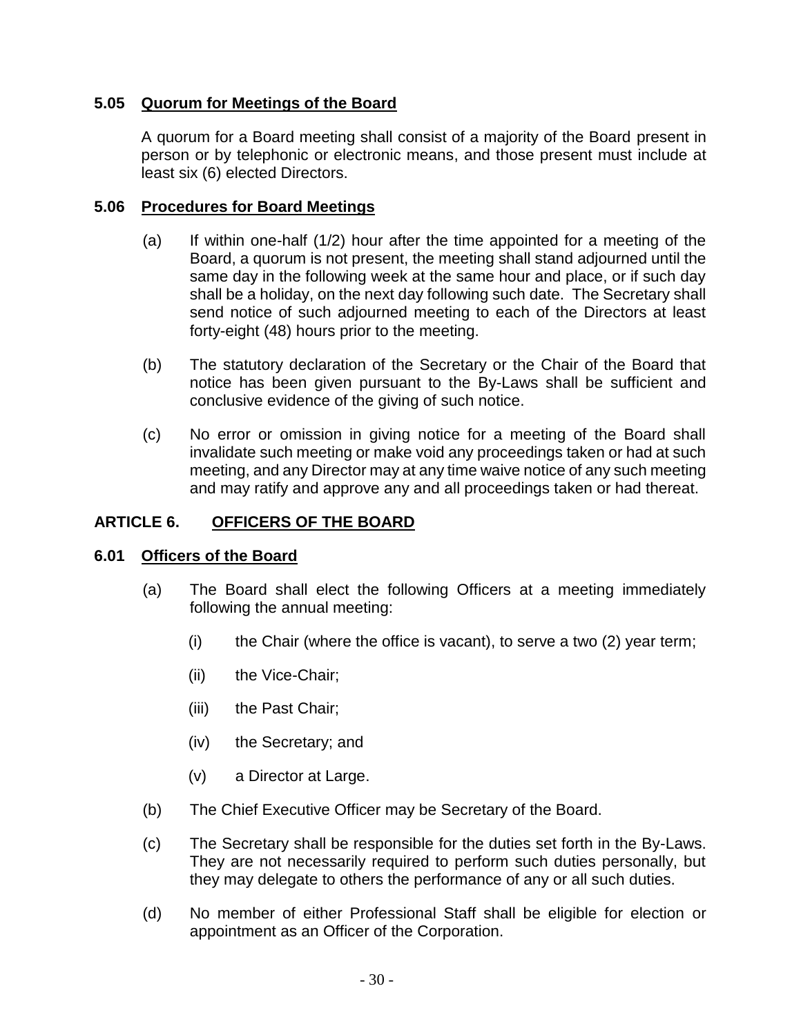### 5.05 Quorum for Meetings of the Board

A quorum for a Board meeting shall consist of a majority of the Board present in person or by telephonic or electronic means, and those present must include at least six (6) elected Directors.

### 5.06 Procedures for Board Meetings

(a) If within one-half (1/2) hour after the time appointed for a meeting of the Board, a quorum is not present, the meeting shall stand adjourned until the same day in the following week at the same hour and place, or if such day shall be a holiday, on the next day following such date. The Secretary shall send notice of such adjourned meeting to each of the Directors at least forty-eight (48) hours prior to the meeting.

(b) The statutory declaration of the Secretary or the Chair of the Board that notice has been given pursuant to the By-Laws shall be sufficient and conclusive evidence of the giving of such notice.

(c) No error or omission in giving notice for a meeting of the Board shall invalidate such meeting or make void any proceedings taken or had at such meeting, and any Director may at any time waive notice of any such meeting and may ratify and approve any and all proceedings taken or had thereat.

## ARTICLE 6. OFFICERS OF THE BOARD

### 6.01 Officers of the Board

(a) The Board shall elect the following Officers at a meeting immediately following the annual meeting:

  (i) the Chair (where the office is vacant), to serve a two (2) year term;

  (ii) the Vice-Chair;

  (iii) the Past Chair;

  (iv) the Secretary; and

  (v) a Director at Large.

(b) The Chief Executive Officer may be Secretary of the Board.

(c) The Secretary shall be responsible for the duties set forth in the By-Laws. They are not necessarily required to perform such duties personally, but they may delegate to others the performance of any or all such duties.

(d) No member of either Professional Staff shall be eligible for election or appointment as an Officer of the Corporation.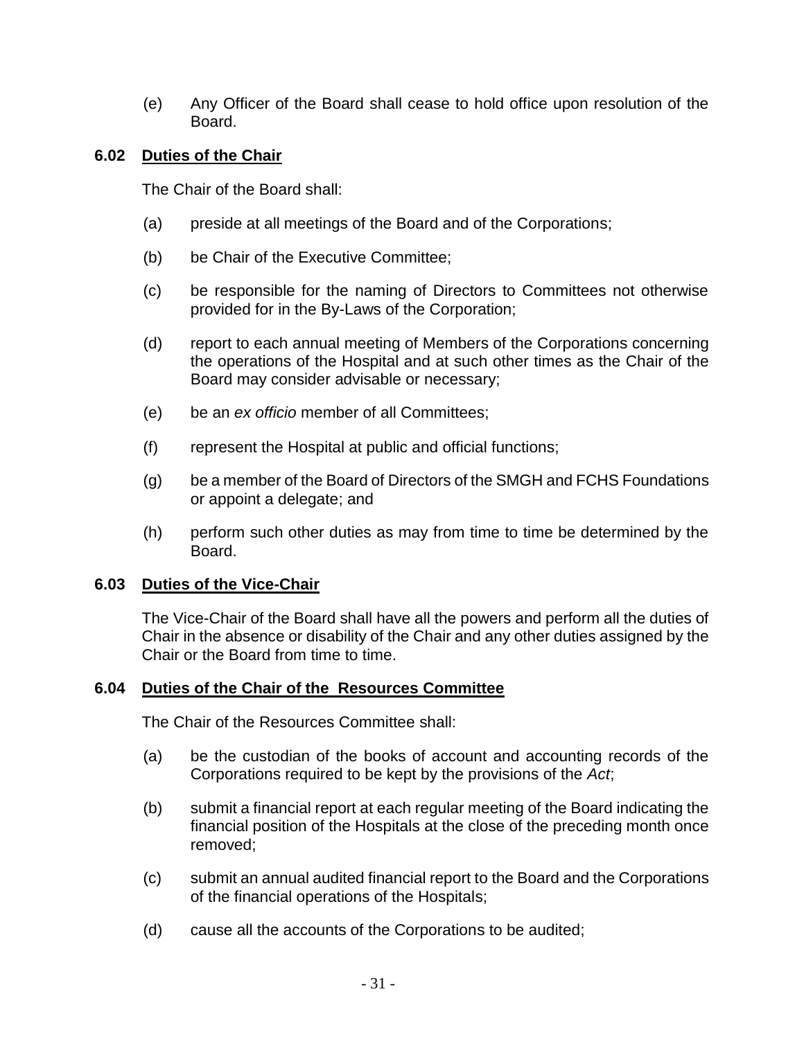(e) Any Officer of the Board shall cease to hold office upon resolution of the Board.

### 6.02 Duties of the Chair

The Chair of the Board shall:

(a) preside at all meetings of the Board and of the Corporations;

(b) be Chair of the Executive Committee;

(c) be responsible for the naming of Directors to Committees not otherwise provided for in the By-Laws of the Corporation;

(d) report to each annual meeting of Members of the Corporations concerning the operations of the Hospital and at such other times as the Chair of the Board may consider advisable or necessary;

(e) be an *ex officio* member of all Committees;

(f) represent the Hospital at public and official functions;

(g) be a member of the Board of Directors of the SMGH and FCHS Foundations or appoint a delegate; and

(h) perform such other duties as may from time to time be determined by the Board.

### 6.03 Duties of the Vice-Chair

The Vice-Chair of the Board shall have all the powers and perform all the duties of Chair in the absence or disability of the Chair and any other duties assigned by the Chair or the Board from time to time.

### 6.04 Duties of the Chair of the Resources Committee

The Chair of the Resources Committee shall:

(a) be the custodian of the books of account and accounting records of the Corporations required to be kept by the provisions of the *Act*;

(b) submit a financial report at each regular meeting of the Board indicating the financial position of the Hospitals at the close of the preceding month once removed;

(c) submit an annual audited financial report to the Board and the Corporations of the financial operations of the Hospitals;

(d) cause all the accounts of the Corporations to be audited;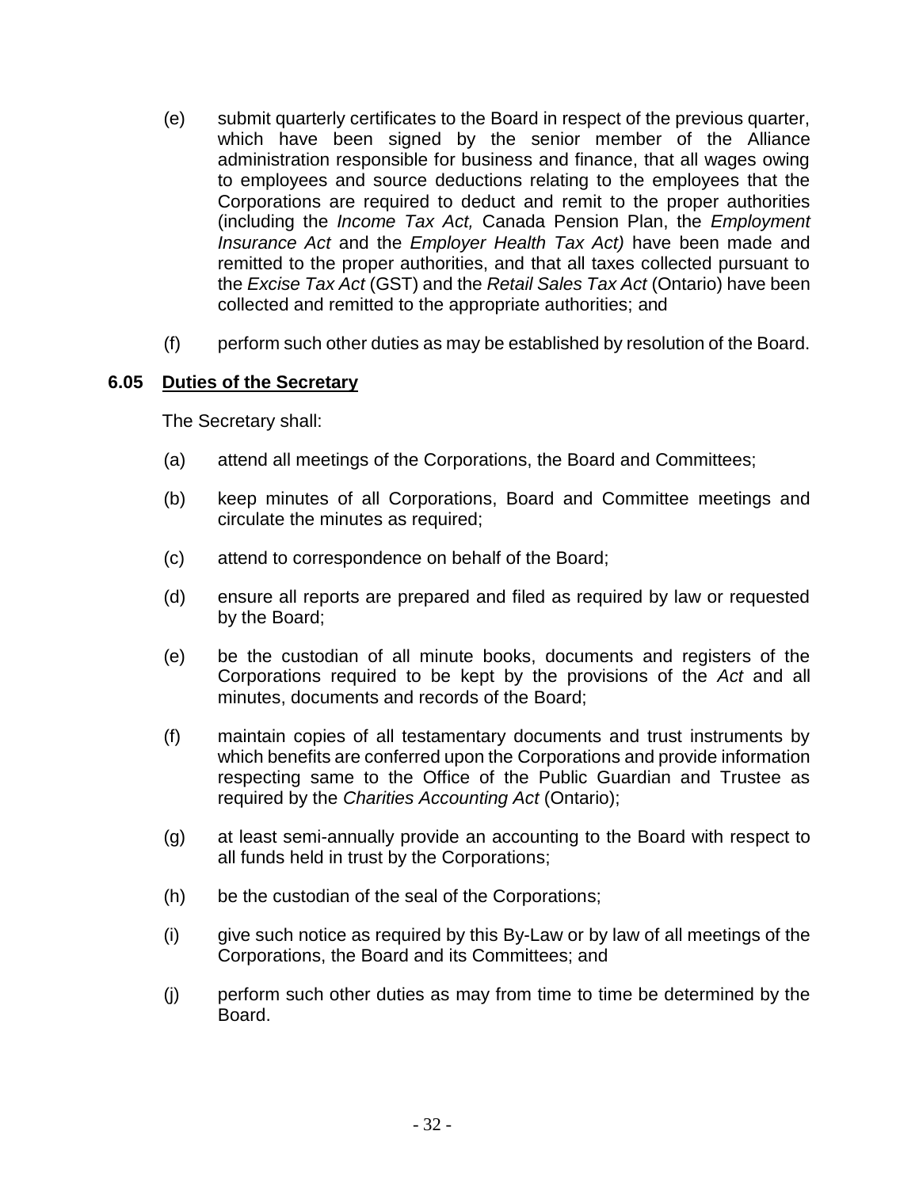(e) submit quarterly certificates to the Board in respect of the previous quarter, which have been signed by the senior member of the Alliance administration responsible for business and finance, that all wages owing to employees and source deductions relating to the employees that the Corporations are required to deduct and remit to the proper authorities (including the *Income Tax Act,* Canada Pension Plan, the *Employment Insurance Act* and the *Employer Health Tax Act)* have been made and remitted to the proper authorities, and that all taxes collected pursuant to the *Excise Tax Act* (GST) and the *Retail Sales Tax Act* (Ontario) have been collected and remitted to the appropriate authorities; and

(f) perform such other duties as may be established by resolution of the Board.

### 6.05 <u>Duties of the Secretary</u>

The Secretary shall:

(a) attend all meetings of the Corporations, the Board and Committees;

(b) keep minutes of all Corporations, Board and Committee meetings and circulate the minutes as required;

(c) attend to correspondence on behalf of the Board;

(d) ensure all reports are prepared and filed as required by law or requested by the Board;

(e) be the custodian of all minute books, documents and registers of the Corporations required to be kept by the provisions of the *Act* and all minutes, documents and records of the Board;

(f) maintain copies of all testamentary documents and trust instruments by which benefits are conferred upon the Corporations and provide information respecting same to the Office of the Public Guardian and Trustee as required by the *Charities Accounting Act* (Ontario);

(g) at least semi-annually provide an accounting to the Board with respect to all funds held in trust by the Corporations;

(h) be the custodian of the seal of the Corporations;

(i) give such notice as required by this By-Law or by law of all meetings of the Corporations, the Board and its Committees; and

(j) perform such other duties as may from time to time be determined by the Board.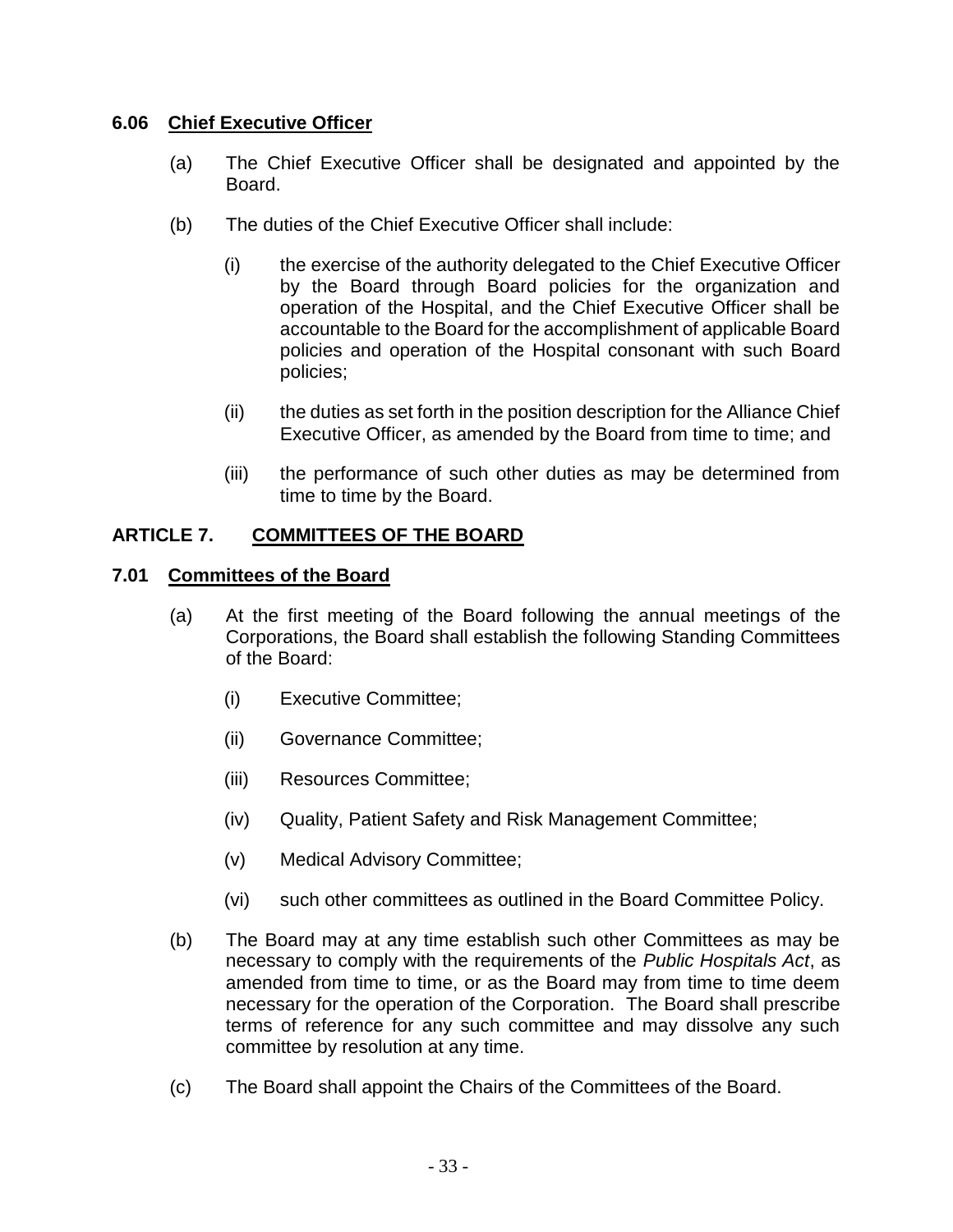### 6.06 Chief Executive Officer

(a) The Chief Executive Officer shall be designated and appointed by the Board.

(b) The duties of the Chief Executive Officer shall include:

   (i) the exercise of the authority delegated to the Chief Executive Officer by the Board through Board policies for the organization and operation of the Hospital, and the Chief Executive Officer shall be accountable to the Board for the accomplishment of applicable Board policies and operation of the Hospital consonant with such Board policies;

   (ii) the duties as set forth in the position description for the Alliance Chief Executive Officer, as amended by the Board from time to time; and

   (iii) the performance of such other duties as may be determined from time to time by the Board.

## ARTICLE 7. COMMITTEES OF THE BOARD

### 7.01 Committees of the Board

(a) At the first meeting of the Board following the annual meetings of the Corporations, the Board shall establish the following Standing Committees of the Board:

   (i) Executive Committee;

   (ii) Governance Committee;

   (iii) Resources Committee;

   (iv) Quality, Patient Safety and Risk Management Committee;

   (v) Medical Advisory Committee;

   (vi) such other committees as outlined in the Board Committee Policy.

(b) The Board may at any time establish such other Committees as may be necessary to comply with the requirements of the *Public Hospitals Act*, as amended from time to time, or as the Board may from time to time deem necessary for the operation of the Corporation. The Board shall prescribe terms of reference for any such committee and may dissolve any such committee by resolution at any time.

(c) The Board shall appoint the Chairs of the Committees of the Board.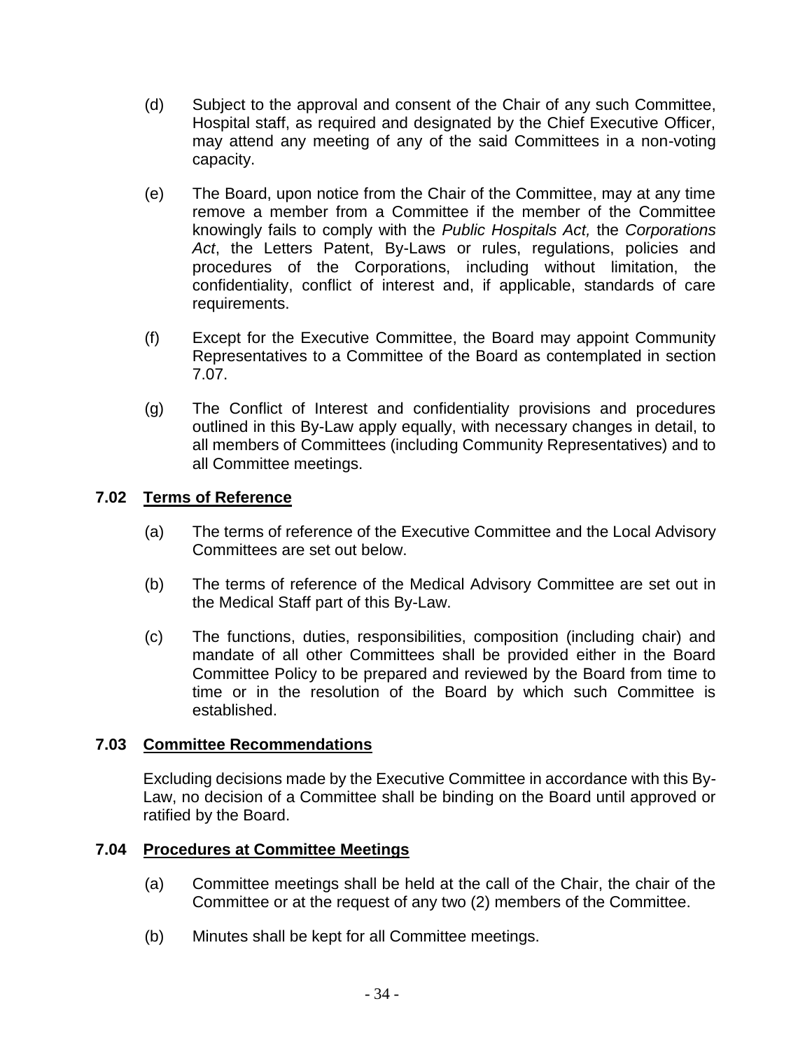(d) Subject to the approval and consent of the Chair of any such Committee, Hospital staff, as required and designated by the Chief Executive Officer, may attend any meeting of any of the said Committees in a non-voting capacity.

(e) The Board, upon notice from the Chair of the Committee, may at any time remove a member from a Committee if the member of the Committee knowingly fails to comply with the *Public Hospitals Act,* the *Corporations Act*, the Letters Patent, By-Laws or rules, regulations, policies and procedures of the Corporations, including without limitation, the confidentiality, conflict of interest and, if applicable, standards of care requirements.

(f) Except for the Executive Committee, the Board may appoint Community Representatives to a Committee of the Board as contemplated in section 7.07.

(g) The Conflict of Interest and confidentiality provisions and procedures outlined in this By-Law apply equally, with necessary changes in detail, to all members of Committees (including Community Representatives) and to all Committee meetings.

### 7.02 Terms of Reference

(a) The terms of reference of the Executive Committee and the Local Advisory Committees are set out below.

(b) The terms of reference of the Medical Advisory Committee are set out in the Medical Staff part of this By-Law.

(c) The functions, duties, responsibilities, composition (including chair) and mandate of all other Committees shall be provided either in the Board Committee Policy to be prepared and reviewed by the Board from time to time or in the resolution of the Board by which such Committee is established.

### 7.03 Committee Recommendations

Excluding decisions made by the Executive Committee in accordance with this By-Law, no decision of a Committee shall be binding on the Board until approved or ratified by the Board.

### 7.04 Procedures at Committee Meetings

(a) Committee meetings shall be held at the call of the Chair, the chair of the Committee or at the request of any two (2) members of the Committee.

(b) Minutes shall be kept for all Committee meetings.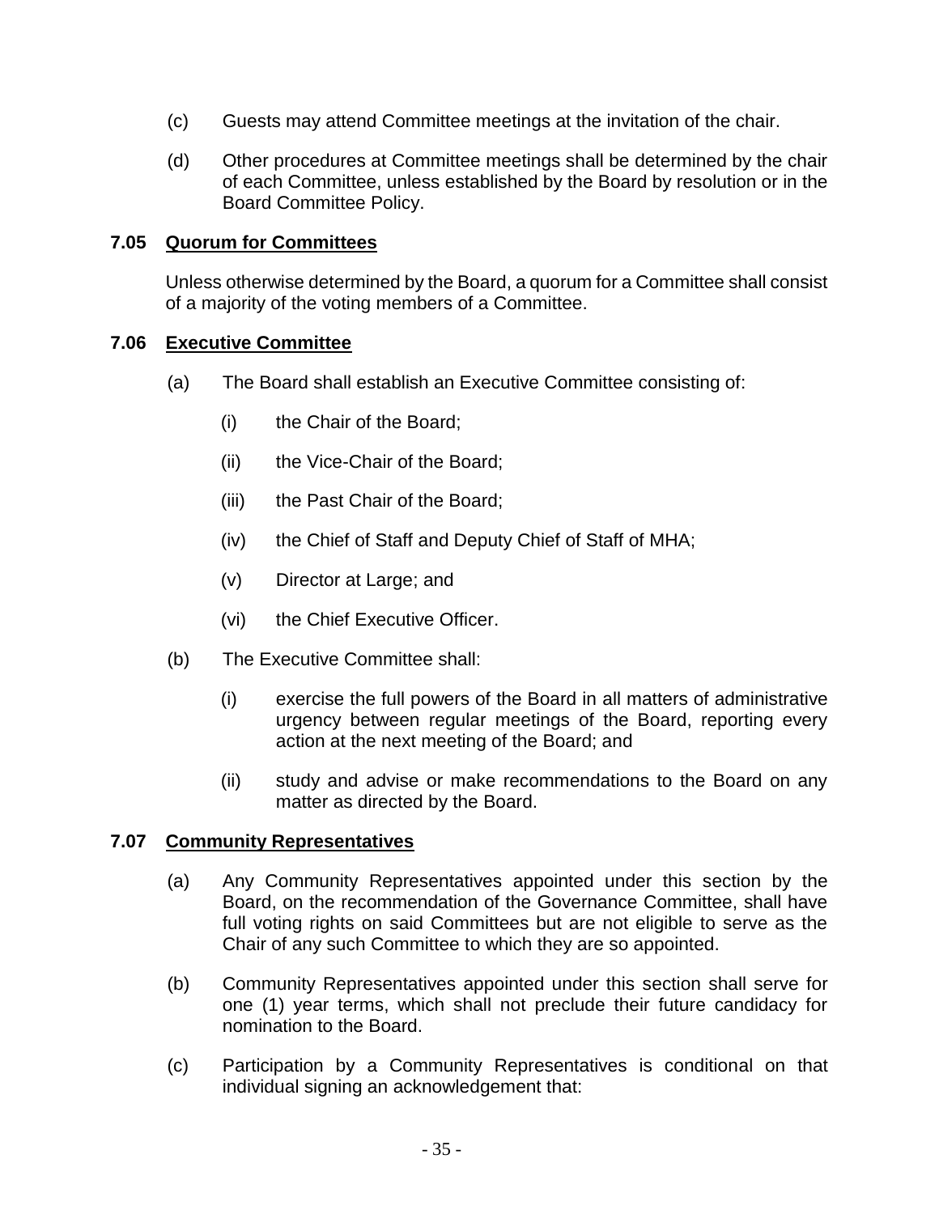(c) Guests may attend Committee meetings at the invitation of the chair.

(d) Other procedures at Committee meetings shall be determined by the chair of each Committee, unless established by the Board by resolution or in the Board Committee Policy.

### 7.05 Quorum for Committees

Unless otherwise determined by the Board, a quorum for a Committee shall consist of a majority of the voting members of a Committee.

### 7.06 Executive Committee

(a) The Board shall establish an Executive Committee consisting of:

   (i) the Chair of the Board;

   (ii) the Vice-Chair of the Board;

   (iii) the Past Chair of the Board;

   (iv) the Chief of Staff and Deputy Chief of Staff of MHA;

   (v) Director at Large; and

   (vi) the Chief Executive Officer.

(b) The Executive Committee shall:

   (i) exercise the full powers of the Board in all matters of administrative urgency between regular meetings of the Board, reporting every action at the next meeting of the Board; and

   (ii) study and advise or make recommendations to the Board on any matter as directed by the Board.

### 7.07 Community Representatives

(a) Any Community Representatives appointed under this section by the Board, on the recommendation of the Governance Committee, shall have full voting rights on said Committees but are not eligible to serve as the Chair of any such Committee to which they are so appointed.

(b) Community Representatives appointed under this section shall serve for one (1) year terms, which shall not preclude their future candidacy for nomination to the Board.

(c) Participation by a Community Representatives is conditional on that individual signing an acknowledgement that: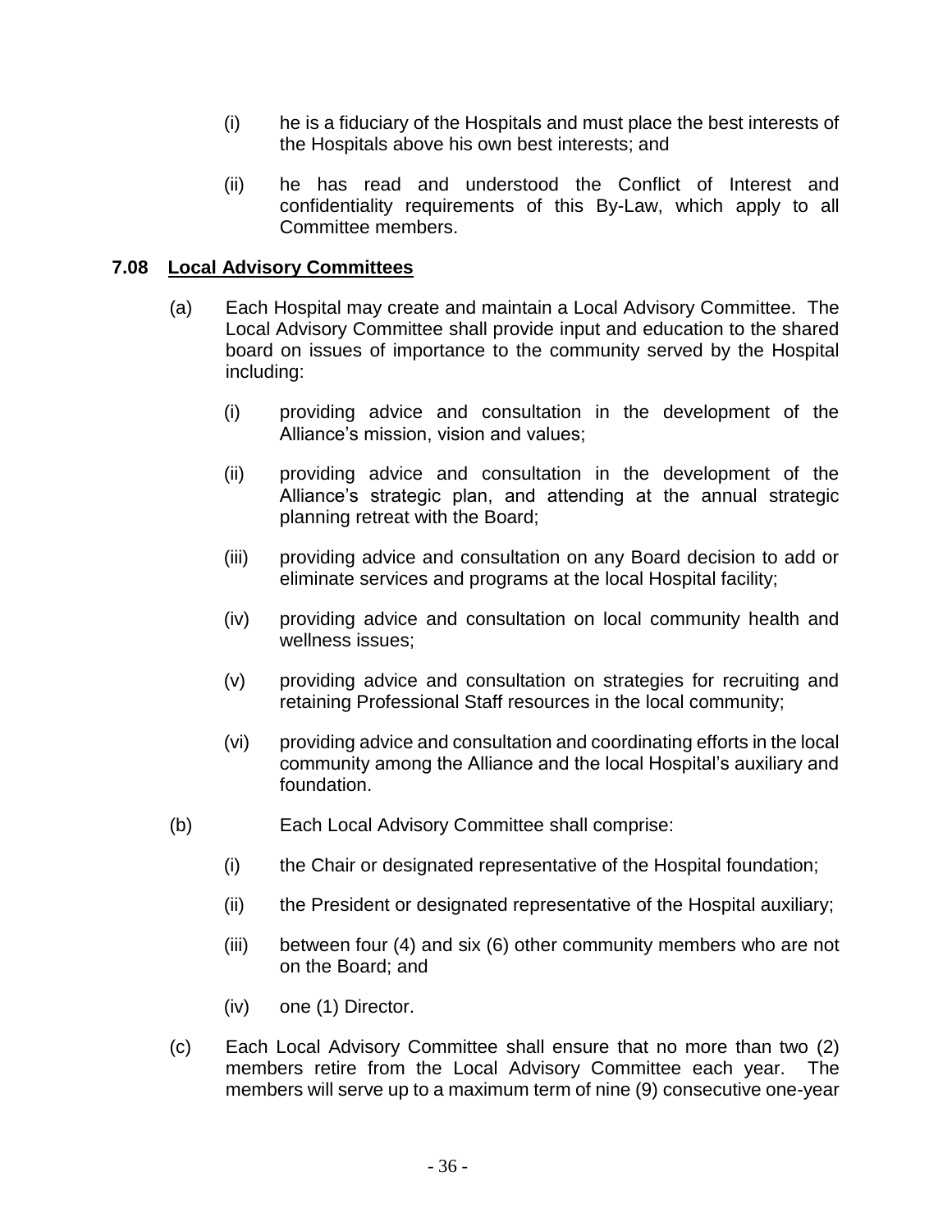(i) he is a fiduciary of the Hospitals and must place the best interests of the Hospitals above his own best interests; and

(ii) he has read and understood the Conflict of Interest and confidentiality requirements of this By-Law, which apply to all Committee members.

### 7.08 Local Advisory Committees

(a) Each Hospital may create and maintain a Local Advisory Committee. The Local Advisory Committee shall provide input and education to the shared board on issues of importance to the community served by the Hospital including:

(i) providing advice and consultation in the development of the Alliance's mission, vision and values;

(ii) providing advice and consultation in the development of the Alliance's strategic plan, and attending at the annual strategic planning retreat with the Board;

(iii) providing advice and consultation on any Board decision to add or eliminate services and programs at the local Hospital facility;

(iv) providing advice and consultation on local community health and wellness issues;

(v) providing advice and consultation on strategies for recruiting and retaining Professional Staff resources in the local community;

(vi) providing advice and consultation and coordinating efforts in the local community among the Alliance and the local Hospital's auxiliary and foundation.

(b) Each Local Advisory Committee shall comprise:

(i) the Chair or designated representative of the Hospital foundation;

(ii) the President or designated representative of the Hospital auxiliary;

(iii) between four (4) and six (6) other community members who are not on the Board; and

(iv) one (1) Director.

(c) Each Local Advisory Committee shall ensure that no more than two (2) members retire from the Local Advisory Committee each year. The members will serve up to a maximum term of nine (9) consecutive one-year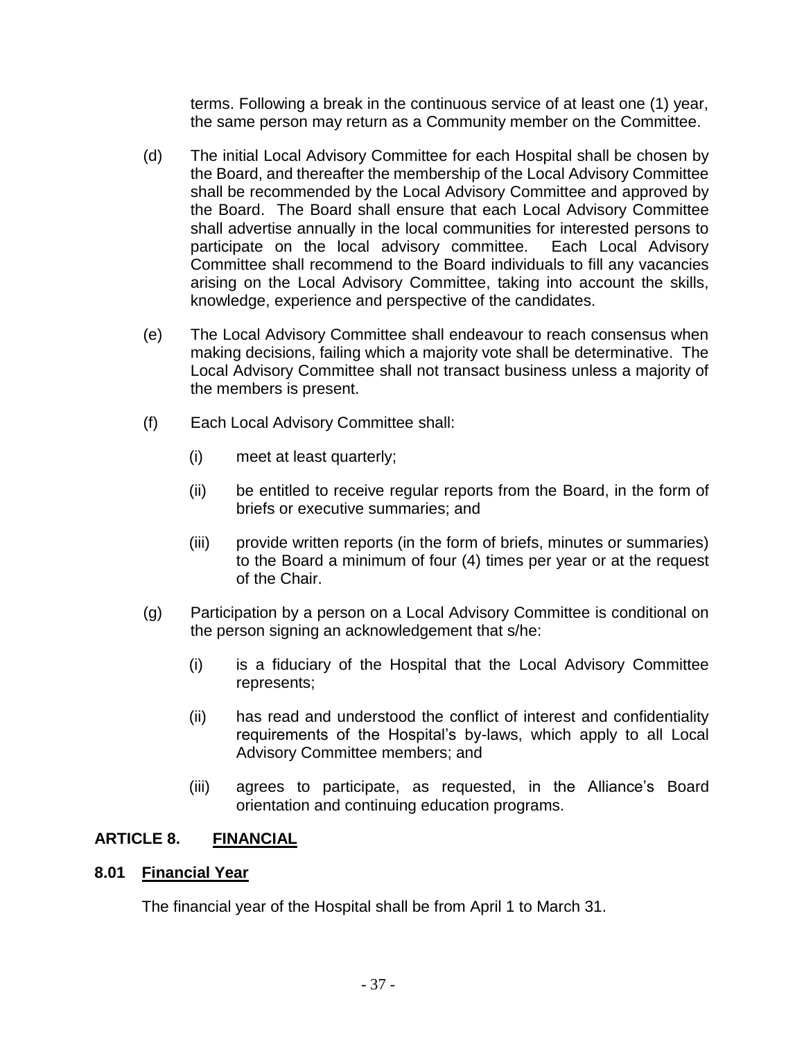terms. Following a break in the continuous service of at least one (1) year, the same person may return as a Community member on the Committee.

(d) The initial Local Advisory Committee for each Hospital shall be chosen by the Board, and thereafter the membership of the Local Advisory Committee shall be recommended by the Local Advisory Committee and approved by the Board. The Board shall ensure that each Local Advisory Committee shall advertise annually in the local communities for interested persons to participate on the local advisory committee. Each Local Advisory Committee shall recommend to the Board individuals to fill any vacancies arising on the Local Advisory Committee, taking into account the skills, knowledge, experience and perspective of the candidates.

(e) The Local Advisory Committee shall endeavour to reach consensus when making decisions, failing which a majority vote shall be determinative. The Local Advisory Committee shall not transact business unless a majority of the members is present.

(f) Each Local Advisory Committee shall:

(i) meet at least quarterly;

(ii) be entitled to receive regular reports from the Board, in the form of briefs or executive summaries; and

(iii) provide written reports (in the form of briefs, minutes or summaries) to the Board a minimum of four (4) times per year or at the request of the Chair.

(g) Participation by a person on a Local Advisory Committee is conditional on the person signing an acknowledgement that s/he:

(i) is a fiduciary of the Hospital that the Local Advisory Committee represents;

(ii) has read and understood the conflict of interest and confidentiality requirements of the Hospital's by-laws, which apply to all Local Advisory Committee members; and

(iii) agrees to participate, as requested, in the Alliance's Board orientation and continuing education programs.

## ARTICLE 8. FINANCIAL

### 8.01 Financial Year

The financial year of the Hospital shall be from April 1 to March 31.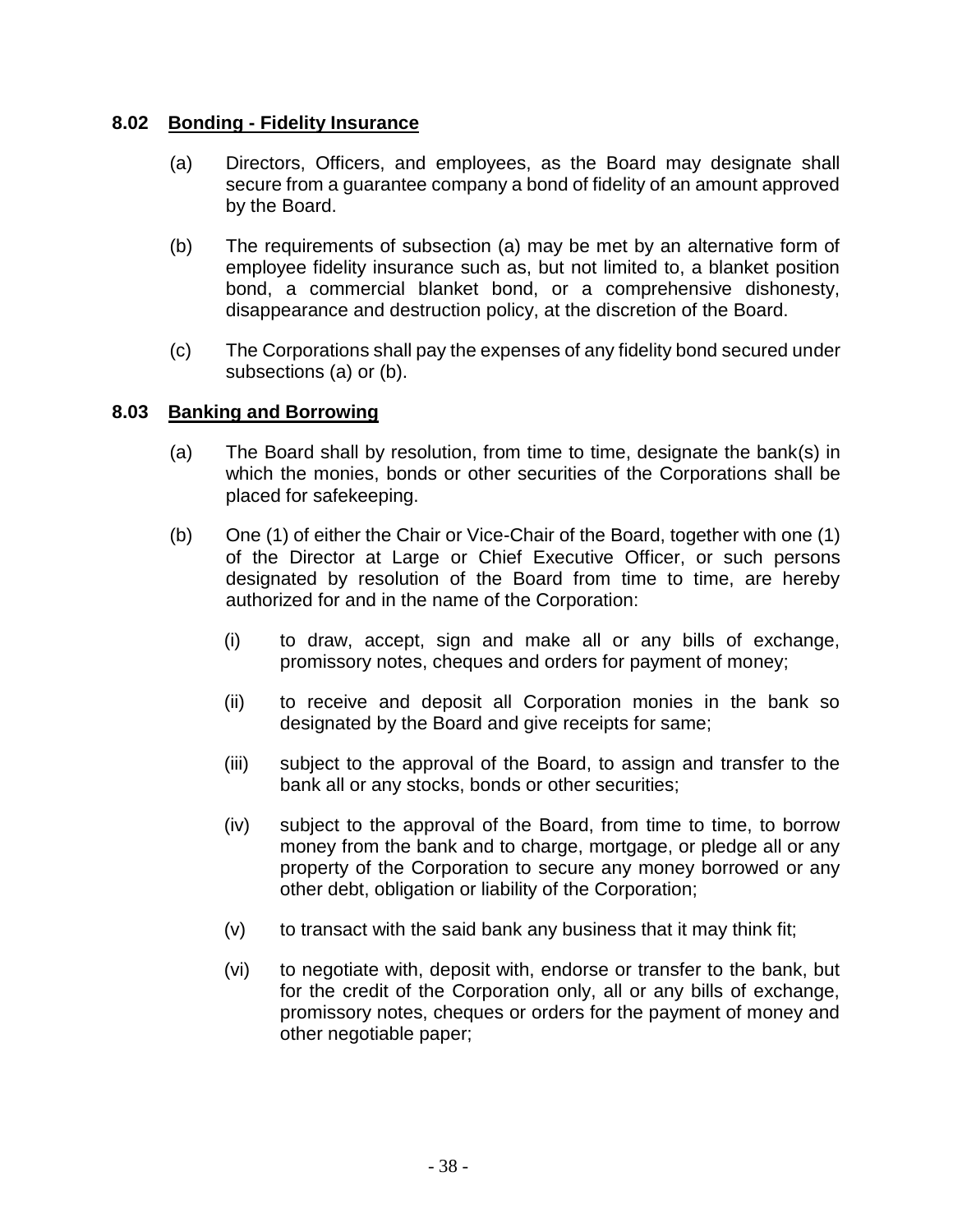### 8.02 <u>Bonding - Fidelity Insurance</u>

(a) Directors, Officers, and employees, as the Board may designate shall secure from a guarantee company a bond of fidelity of an amount approved by the Board.

(b) The requirements of subsection (a) may be met by an alternative form of employee fidelity insurance such as, but not limited to, a blanket position bond, a commercial blanket bond, or a comprehensive dishonesty, disappearance and destruction policy, at the discretion of the Board.

(c) The Corporations shall pay the expenses of any fidelity bond secured under subsections (a) or (b).

### 8.03 <u>Banking and Borrowing</u>

(a) The Board shall by resolution, from time to time, designate the bank(s) in which the monies, bonds or other securities of the Corporations shall be placed for safekeeping.

(b) One (1) of either the Chair or Vice-Chair of the Board, together with one (1) of the Director at Large or Chief Executive Officer, or such persons designated by resolution of the Board from time to time, are hereby authorized for and in the name of the Corporation:

(i) to draw, accept, sign and make all or any bills of exchange, promissory notes, cheques and orders for payment of money;

(ii) to receive and deposit all Corporation monies in the bank so designated by the Board and give receipts for same;

(iii) subject to the approval of the Board, to assign and transfer to the bank all or any stocks, bonds or other securities;

(iv) subject to the approval of the Board, from time to time, to borrow money from the bank and to charge, mortgage, or pledge all or any property of the Corporation to secure any money borrowed or any other debt, obligation or liability of the Corporation;

(v) to transact with the said bank any business that it may think fit;

(vi) to negotiate with, deposit with, endorse or transfer to the bank, but for the credit of the Corporation only, all or any bills of exchange, promissory notes, cheques or orders for the payment of money and other negotiable paper;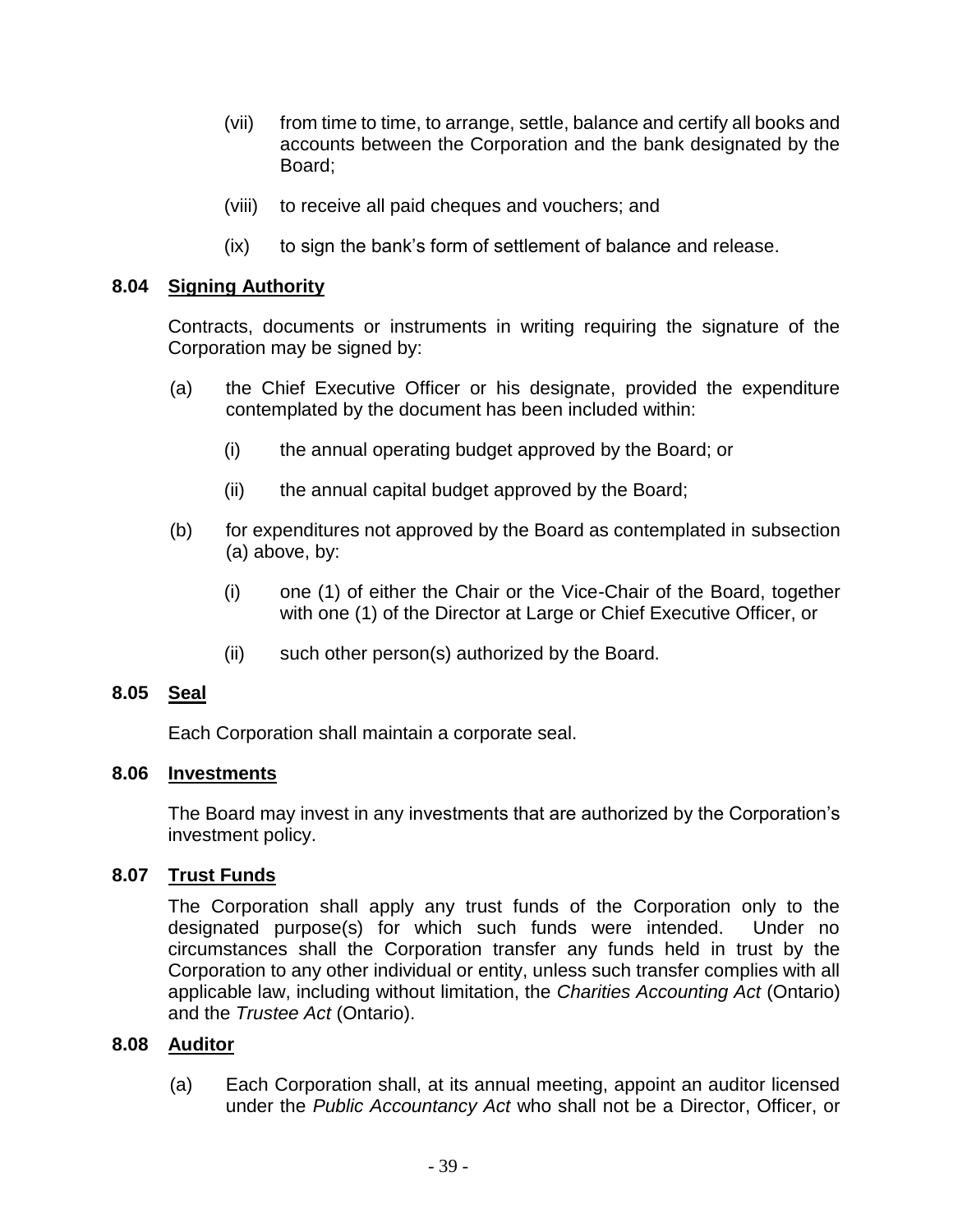(vii) from time to time, to arrange, settle, balance and certify all books and accounts between the Corporation and the bank designated by the Board;

(viii) to receive all paid cheques and vouchers; and

(ix) to sign the bank's form of settlement of balance and release.

### 8.04 Signing Authority

Contracts, documents or instruments in writing requiring the signature of the Corporation may be signed by:

(a) the Chief Executive Officer or his designate, provided the expenditure contemplated by the document has been included within:

(i) the annual operating budget approved by the Board; or

(ii) the annual capital budget approved by the Board;

(b) for expenditures not approved by the Board as contemplated in subsection (a) above, by:

(i) one (1) of either the Chair or the Vice-Chair of the Board, together with one (1) of the Director at Large or Chief Executive Officer, or

(ii) such other person(s) authorized by the Board.

### 8.05 Seal

Each Corporation shall maintain a corporate seal.

### 8.06 Investments

The Board may invest in any investments that are authorized by the Corporation's investment policy.

### 8.07 Trust Funds

The Corporation shall apply any trust funds of the Corporation only to the designated purpose(s) for which such funds were intended. Under no circumstances shall the Corporation transfer any funds held in trust by the Corporation to any other individual or entity, unless such transfer complies with all applicable law, including without limitation, the *Charities Accounting Act* (Ontario) and the *Trustee Act* (Ontario).

### 8.08 Auditor

(a) Each Corporation shall, at its annual meeting, appoint an auditor licensed under the *Public Accountancy Act* who shall not be a Director, Officer, or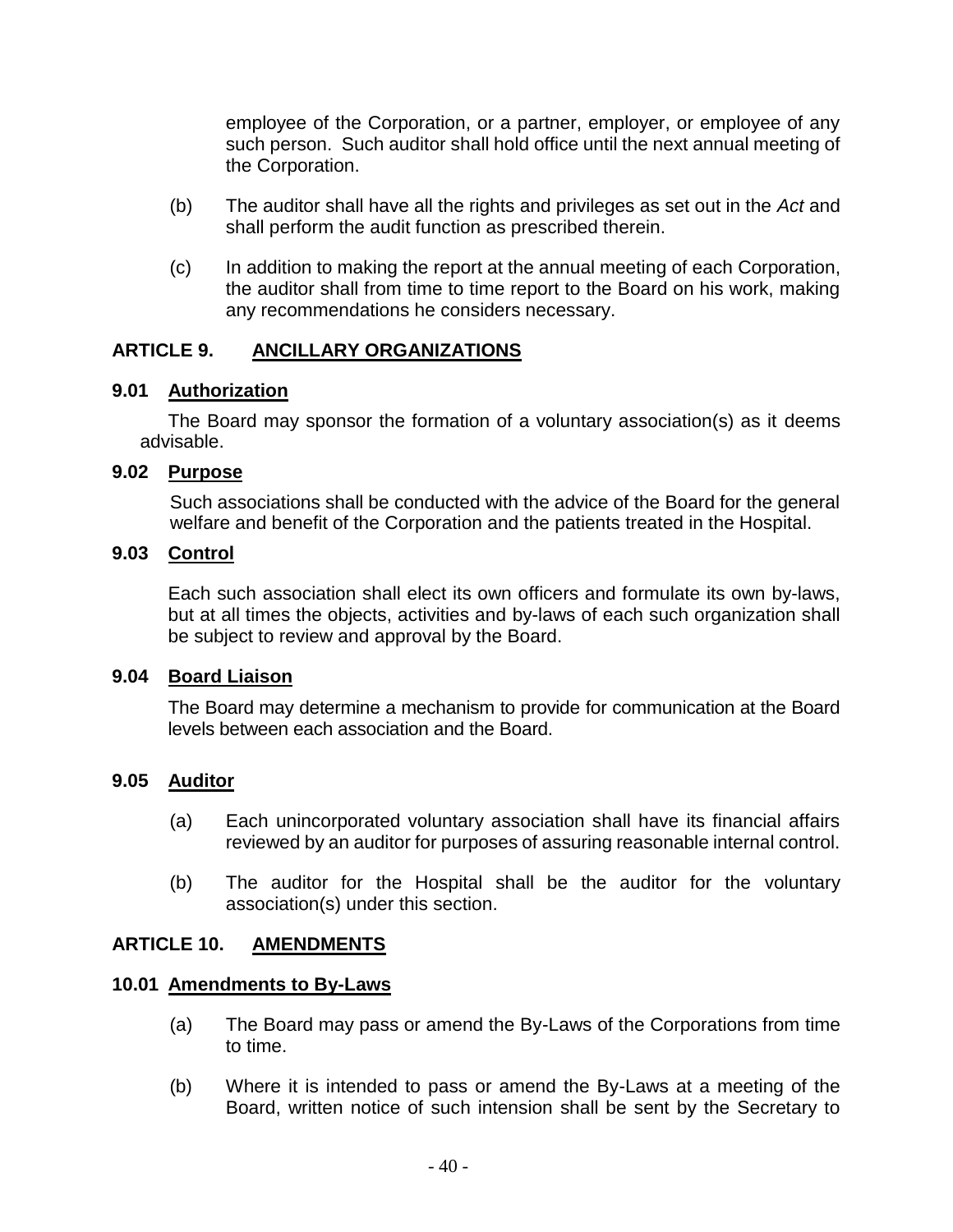employee of the Corporation, or a partner, employer, or employee of any such person. Such auditor shall hold office until the next annual meeting of the Corporation.

(b) The auditor shall have all the rights and privileges as set out in the *Act* and shall perform the audit function as prescribed therein.

(c) In addition to making the report at the annual meeting of each Corporation, the auditor shall from time to time report to the Board on his work, making any recommendations he considers necessary.

## ARTICLE 9. ANCILLARY ORGANIZATIONS

### 9.01 Authorization

The Board may sponsor the formation of a voluntary association(s) as it deems advisable.

### 9.02 Purpose

Such associations shall be conducted with the advice of the Board for the general welfare and benefit of the Corporation and the patients treated in the Hospital.

### 9.03 Control

Each such association shall elect its own officers and formulate its own by-laws, but at all times the objects, activities and by-laws of each such organization shall be subject to review and approval by the Board.

### 9.04 Board Liaison

The Board may determine a mechanism to provide for communication at the Board levels between each association and the Board.

### 9.05 Auditor

(a) Each unincorporated voluntary association shall have its financial affairs reviewed by an auditor for purposes of assuring reasonable internal control.

(b) The auditor for the Hospital shall be the auditor for the voluntary association(s) under this section.

## ARTICLE 10. AMENDMENTS

### 10.01 Amendments to By-Laws

(a) The Board may pass or amend the By-Laws of the Corporations from time to time.

(b) Where it is intended to pass or amend the By-Laws at a meeting of the Board, written notice of such intension shall be sent by the Secretary to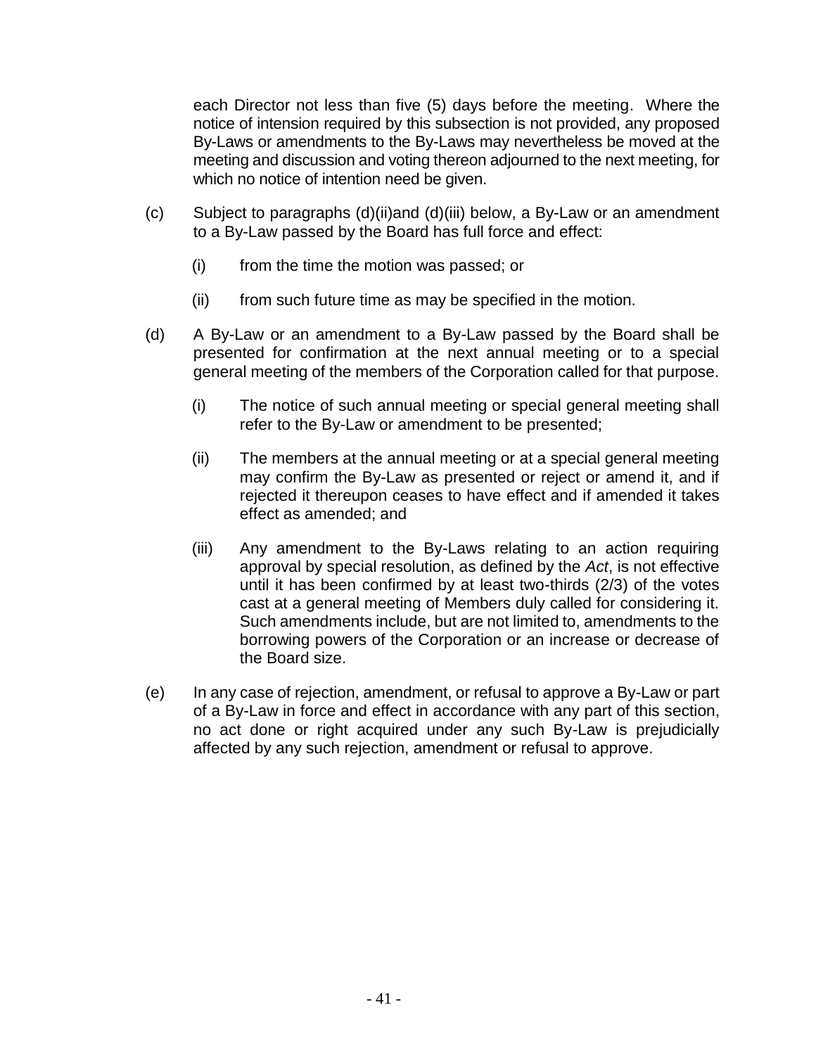each Director not less than five (5) days before the meeting. Where the notice of intension required by this subsection is not provided, any proposed By-Laws or amendments to the By-Laws may nevertheless be moved at the meeting and discussion and voting thereon adjourned to the next meeting, for which no notice of intention need be given.

(c) Subject to paragraphs (d)(ii)and (d)(iii) below, a By-Law or an amendment to a By-Law passed by the Board has full force and effect:

  (i) from the time the motion was passed; or

  (ii) from such future time as may be specified in the motion.

(d) A By-Law or an amendment to a By-Law passed by the Board shall be presented for confirmation at the next annual meeting or to a special general meeting of the members of the Corporation called for that purpose.

  (i) The notice of such annual meeting or special general meeting shall refer to the By-Law or amendment to be presented;

  (ii) The members at the annual meeting or at a special general meeting may confirm the By-Law as presented or reject or amend it, and if rejected it thereupon ceases to have effect and if amended it takes effect as amended; and

  (iii) Any amendment to the By-Laws relating to an action requiring approval by special resolution, as defined by the *Act*, is not effective until it has been confirmed by at least two-thirds (2/3) of the votes cast at a general meeting of Members duly called for considering it. Such amendments include, but are not limited to, amendments to the borrowing powers of the Corporation or an increase or decrease of the Board size.

(e) In any case of rejection, amendment, or refusal to approve a By-Law or part of a By-Law in force and effect in accordance with any part of this section, no act done or right acquired under any such By-Law is prejudicially affected by any such rejection, amendment or refusal to approve.